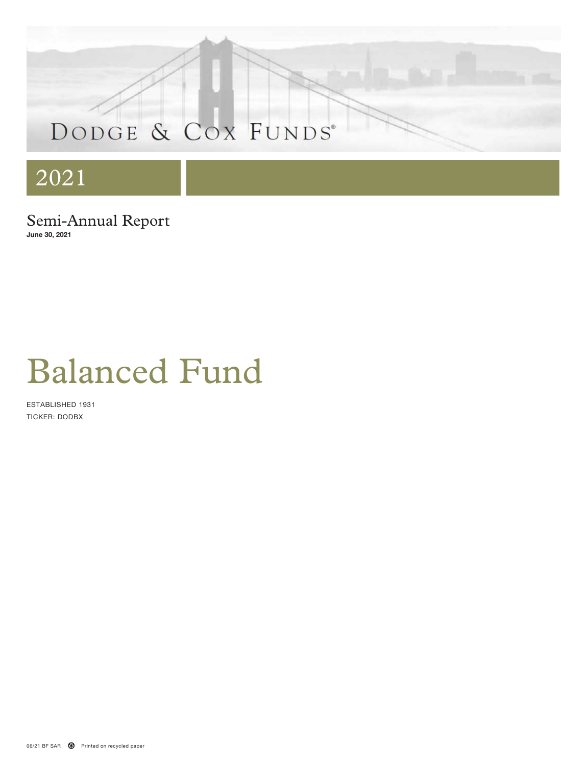# DODGE & COX FUNDS®

2021

Semi-Annual Report
**June 30, 2021**

# Balanced Fund

ESTABLISHED 1931
TICKER: DODBX

06/21 BF SAR Printed on recycled paper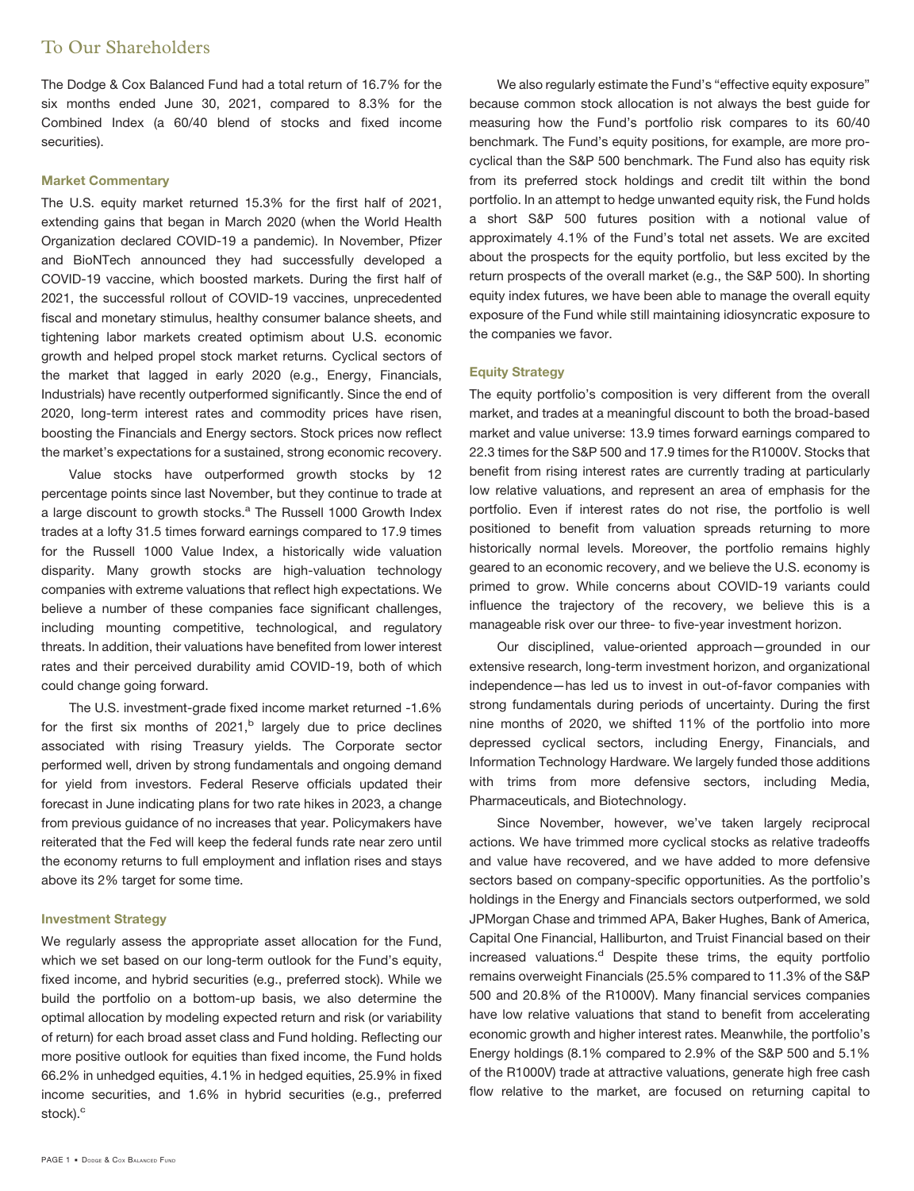# To Our Shareholders

The Dodge & Cox Balanced Fund had a total return of 16.7% for the six months ended June 30, 2021, compared to 8.3% for the Combined Index (a 60/40 blend of stocks and fixed income securities).

### Market Commentary

The U.S. equity market returned 15.3% for the first half of 2021, extending gains that began in March 2020 (when the World Health Organization declared COVID-19 a pandemic). In November, Pfizer and BioNTech announced they had successfully developed a COVID-19 vaccine, which boosted markets. During the first half of 2021, the successful rollout of COVID-19 vaccines, unprecedented fiscal and monetary stimulus, healthy consumer balance sheets, and tightening labor markets created optimism about U.S. economic growth and helped propel stock market returns. Cyclical sectors of the market that lagged in early 2020 (e.g., Energy, Financials, Industrials) have recently outperformed significantly. Since the end of 2020, long-term interest rates and commodity prices have risen, boosting the Financials and Energy sectors. Stock prices now reflect the market's expectations for a sustained, strong economic recovery.

Value stocks have outperformed growth stocks by 12 percentage points since last November, but they continue to trade at a large discount to growth stocks.[a] The Russell 1000 Growth Index trades at a lofty 31.5 times forward earnings compared to 17.9 times for the Russell 1000 Value Index, a historically wide valuation disparity. Many growth stocks are high-valuation technology companies with extreme valuations that reflect high expectations. We believe a number of these companies face significant challenges, including mounting competitive, technological, and regulatory threats. In addition, their valuations have benefited from lower interest rates and their perceived durability amid COVID-19, both of which could change going forward.

The U.S. investment-grade fixed income market returned -1.6% for the first six months of 2021,[b] largely due to price declines associated with rising Treasury yields. The Corporate sector performed well, driven by strong fundamentals and ongoing demand for yield from investors. Federal Reserve officials updated their forecast in June indicating plans for two rate hikes in 2023, a change from previous guidance of no increases that year. Policymakers have reiterated that the Fed will keep the federal funds rate near zero until the economy returns to full employment and inflation rises and stays above its 2% target for some time.

### Investment Strategy

We regularly assess the appropriate asset allocation for the Fund, which we set based on our long-term outlook for the Fund's equity, fixed income, and hybrid securities (e.g., preferred stock). While we build the portfolio on a bottom-up basis, we also determine the optimal allocation by modeling expected return and risk (or variability of return) for each broad asset class and Fund holding. Reflecting our more positive outlook for equities than fixed income, the Fund holds 66.2% in unhedged equities, 4.1% in hedged equities, 25.9% in fixed income securities, and 1.6% in hybrid securities (e.g., preferred stock).[c]

We also regularly estimate the Fund's "effective equity exposure" because common stock allocation is not always the best guide for measuring how the Fund's portfolio risk compares to its 60/40 benchmark. The Fund's equity positions, for example, are more pro-cyclical than the S&P 500 benchmark. The Fund also has equity risk from its preferred stock holdings and credit tilt within the bond portfolio. In an attempt to hedge unwanted equity risk, the Fund holds a short S&P 500 futures position with a notional value of approximately 4.1% of the Fund's total net assets. We are excited about the prospects for the equity portfolio, but less excited by the return prospects of the overall market (e.g., the S&P 500). In shorting equity index futures, we have been able to manage the overall equity exposure of the Fund while still maintaining idiosyncratic exposure to the companies we favor.

### Equity Strategy

The equity portfolio's composition is very different from the overall market, and trades at a meaningful discount to both the broad-based market and value universe: 13.9 times forward earnings compared to 22.3 times for the S&P 500 and 17.9 times for the R1000V. Stocks that benefit from rising interest rates are currently trading at particularly low relative valuations, and represent an area of emphasis for the portfolio. Even if interest rates do not rise, the portfolio is well positioned to benefit from valuation spreads returning to more historically normal levels. Moreover, the portfolio remains highly geared to an economic recovery, and we believe the U.S. economy is primed to grow. While concerns about COVID-19 variants could influence the trajectory of the recovery, we believe this is a manageable risk over our three- to five-year investment horizon.

Our disciplined, value-oriented approach—grounded in our extensive research, long-term investment horizon, and organizational independence—has led us to invest in out-of-favor companies with strong fundamentals during periods of uncertainty. During the first nine months of 2020, we shifted 11% of the portfolio into more depressed cyclical sectors, including Energy, Financials, and Information Technology Hardware. We largely funded those additions with trims from more defensive sectors, including Media, Pharmaceuticals, and Biotechnology.

Since November, however, we've taken largely reciprocal actions. We have trimmed more cyclical stocks as relative tradeoffs and value have recovered, and we have added to more defensive sectors based on company-specific opportunities. As the portfolio's holdings in the Energy and Financials sectors outperformed, we sold JPMorgan Chase and trimmed APA, Baker Hughes, Bank of America, Capital One Financial, Halliburton, and Truist Financial based on their increased valuations.[d] Despite these trims, the equity portfolio remains overweight Financials (25.5% compared to 11.3% of the S&P 500 and 20.8% of the R1000V). Many financial services companies have low relative valuations that stand to benefit from accelerating economic growth and higher interest rates. Meanwhile, the portfolio's Energy holdings (8.1% compared to 2.9% of the S&P 500 and 5.1% of the R1000V) trade at attractive valuations, generate high free cash flow relative to the market, are focused on returning capital to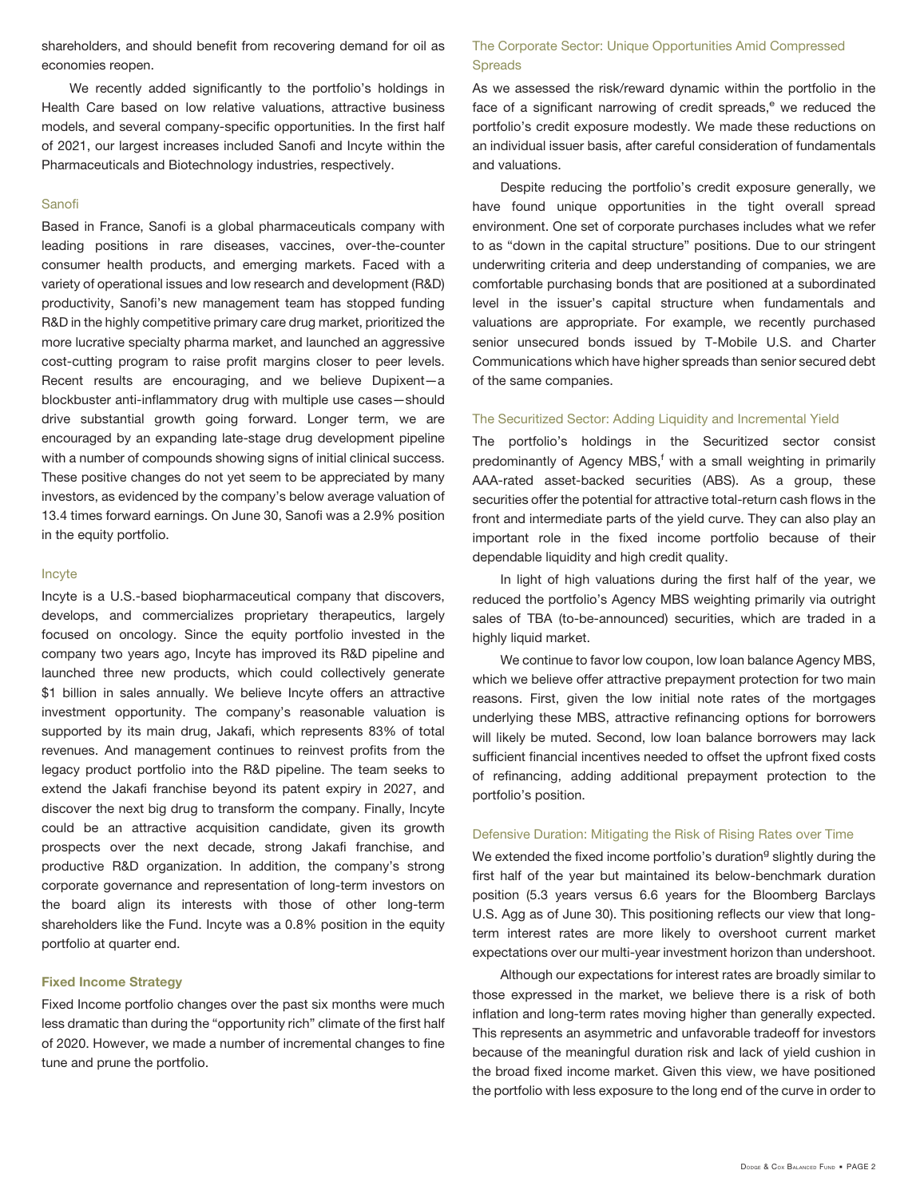shareholders, and should benefit from recovering demand for oil as economies reopen.

We recently added significantly to the portfolio's holdings in Health Care based on low relative valuations, attractive business models, and several company-specific opportunities. In the first half of 2021, our largest increases included Sanofi and Incyte within the Pharmaceuticals and Biotechnology industries, respectively.

#### Sanofi

Based in France, Sanofi is a global pharmaceuticals company with leading positions in rare diseases, vaccines, over-the-counter consumer health products, and emerging markets. Faced with a variety of operational issues and low research and development (R&D) productivity, Sanofi's new management team has stopped funding R&D in the highly competitive primary care drug market, prioritized the more lucrative specialty pharma market, and launched an aggressive cost-cutting program to raise profit margins closer to peer levels. Recent results are encouraging, and we believe Dupixent—a blockbuster anti-inflammatory drug with multiple use cases—should drive substantial growth going forward. Longer term, we are encouraged by an expanding late-stage drug development pipeline with a number of compounds showing signs of initial clinical success. These positive changes do not yet seem to be appreciated by many investors, as evidenced by the company's below average valuation of 13.4 times forward earnings. On June 30, Sanofi was a 2.9% position in the equity portfolio.

#### Incyte

Incyte is a U.S.-based biopharmaceutical company that discovers, develops, and commercializes proprietary therapeutics, largely focused on oncology. Since the equity portfolio invested in the company two years ago, Incyte has improved its R&D pipeline and launched three new products, which could collectively generate $1 billion in sales annually. We believe Incyte offers an attractive investment opportunity. The company's reasonable valuation is supported by its main drug, Jakafi, which represents 83% of total revenues. And management continues to reinvest profits from the legacy product portfolio into the R&D pipeline. The team seeks to extend the Jakafi franchise beyond its patent expiry in 2027, and discover the next big drug to transform the company. Finally, Incyte could be an attractive acquisition candidate, given its growth prospects over the next decade, strong Jakafi franchise, and productive R&D organization. In addition, the company's strong corporate governance and representation of long-term investors on the board align its interests with those of other long-term shareholders like the Fund. Incyte was a 0.8% position in the equity portfolio at quarter end.

### Fixed Income Strategy

Fixed Income portfolio changes over the past six months were much less dramatic than during the "opportunity rich" climate of the first half of 2020. However, we made a number of incremental changes to fine tune and prune the portfolio.

#### The Corporate Sector: Unique Opportunities Amid Compressed Spreads

As we assessed the risk/reward dynamic within the portfolio in the face of a significant narrowing of credit spreads,[e] we reduced the portfolio's credit exposure modestly. We made these reductions on an individual issuer basis, after careful consideration of fundamentals and valuations.

Despite reducing the portfolio's credit exposure generally, we have found unique opportunities in the tight overall spread environment. One set of corporate purchases includes what we refer to as "down in the capital structure" positions. Due to our stringent underwriting criteria and deep understanding of companies, we are comfortable purchasing bonds that are positioned at a subordinated level in the issuer's capital structure when fundamentals and valuations are appropriate. For example, we recently purchased senior unsecured bonds issued by T-Mobile U.S. and Charter Communications which have higher spreads than senior secured debt of the same companies.

#### The Securitized Sector: Adding Liquidity and Incremental Yield

The portfolio's holdings in the Securitized sector consist predominantly of Agency MBS,[f] with a small weighting in primarily AAA-rated asset-backed securities (ABS). As a group, these securities offer the potential for attractive total-return cash flows in the front and intermediate parts of the yield curve. They can also play an important role in the fixed income portfolio because of their dependable liquidity and high credit quality.

In light of high valuations during the first half of the year, we reduced the portfolio's Agency MBS weighting primarily via outright sales of TBA (to-be-announced) securities, which are traded in a highly liquid market.

We continue to favor low coupon, low loan balance Agency MBS, which we believe offer attractive prepayment protection for two main reasons. First, given the low initial note rates of the mortgages underlying these MBS, attractive refinancing options for borrowers will likely be muted. Second, low loan balance borrowers may lack sufficient financial incentives needed to offset the upfront fixed costs of refinancing, adding additional prepayment protection to the portfolio's position.

#### Defensive Duration: Mitigating the Risk of Rising Rates over Time

We extended the fixed income portfolio's duration[g] slightly during the first half of the year but maintained its below-benchmark duration position (5.3 years versus 6.6 years for the Bloomberg Barclays U.S. Agg as of June 30). This positioning reflects our view that long-term interest rates are more likely to overshoot current market expectations over our multi-year investment horizon than undershoot.

Although our expectations for interest rates are broadly similar to those expressed in the market, we believe there is a risk of both inflation and long-term rates moving higher than generally expected. This represents an asymmetric and unfavorable tradeoff for investors because of the meaningful duration risk and lack of yield cushion in the broad fixed income market. Given this view, we have positioned the portfolio with less exposure to the long end of the curve in order to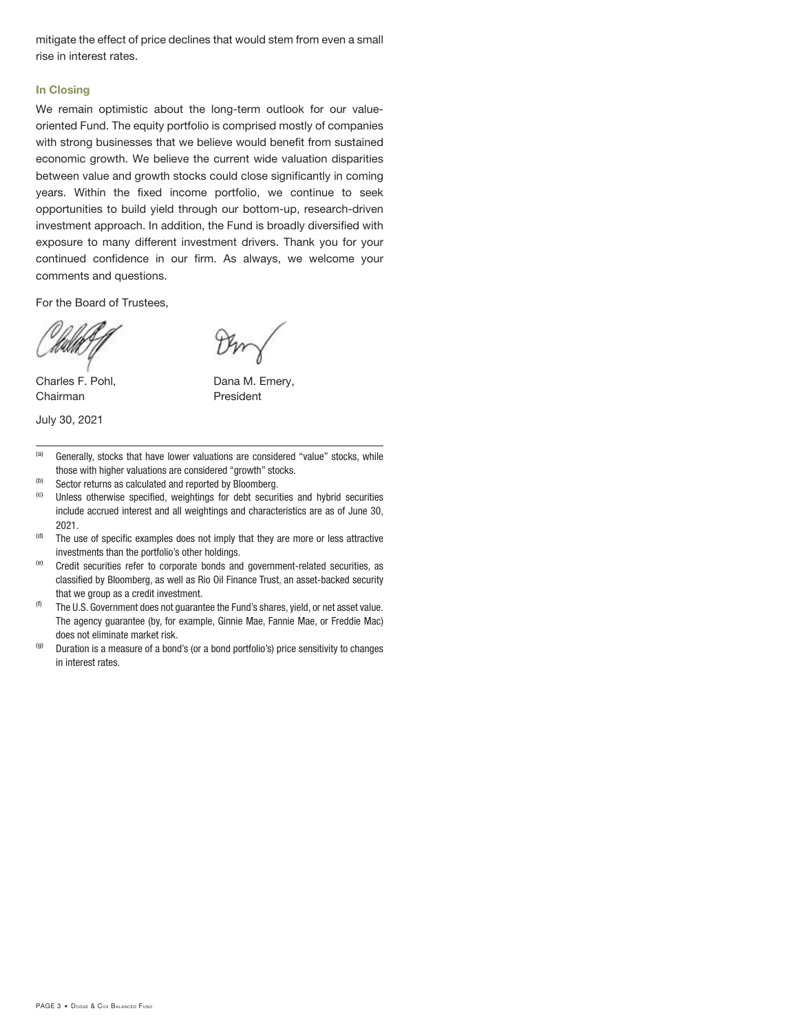mitigate the effect of price declines that would stem from even a small rise in interest rates.

### In Closing

We remain optimistic about the long-term outlook for our value-oriented Fund. The equity portfolio is comprised mostly of companies with strong businesses that we believe would benefit from sustained economic growth. We believe the current wide valuation disparities between value and growth stocks could close significantly in coming years. Within the fixed income portfolio, we continue to seek opportunities to build yield through our bottom-up, research-driven investment approach. In addition, the Fund is broadly diversified with exposure to many different investment drivers. Thank you for your continued confidence in our firm. As always, we welcome your comments and questions.

For the Board of Trustees,

Charles F. Pohl,
Chairman

Dana M. Emery,
President

July 30, 2021

---

[a] Generally, stocks that have lower valuations are considered "value" stocks, while those with higher valuations are considered "growth" stocks.

[b] Sector returns as calculated and reported by Bloomberg.

[c] Unless otherwise specified, weightings for debt securities and hybrid securities include accrued interest and all weightings and characteristics are as of June 30, 2021.

[d] The use of specific examples does not imply that they are more or less attractive investments than the portfolio's other holdings.

[e] Credit securities refer to corporate bonds and government-related securities, as classified by Bloomberg, as well as Rio Oil Finance Trust, an asset-backed security that we group as a credit investment.

[f] The U.S. Government does not guarantee the Fund's shares, yield, or net asset value. The agency guarantee (by, for example, Ginnie Mae, Fannie Mae, or Freddie Mac) does not eliminate market risk.

[g] Duration is a measure of a bond's (or a bond portfolio's) price sensitivity to changes in interest rates.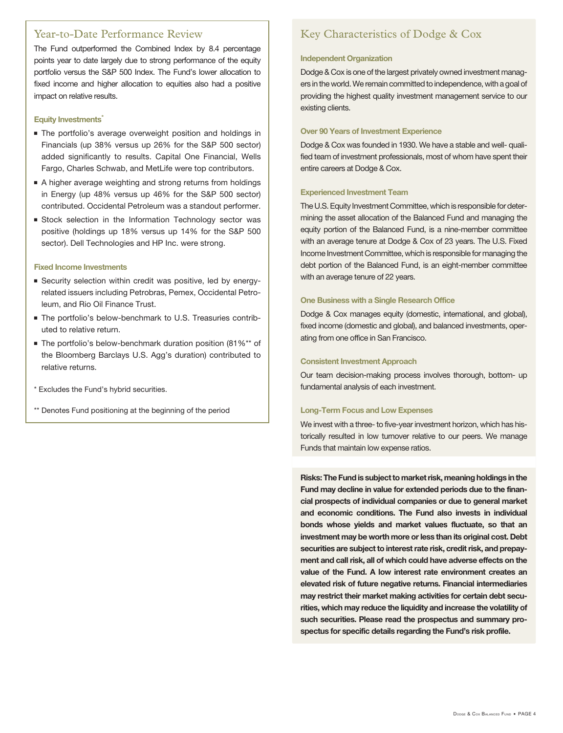## Year-to-Date Performance Review

The Fund outperformed the Combined Index by 8.4 percentage points year to date largely due to strong performance of the equity portfolio versus the S&P 500 Index. The Fund's lower allocation to fixed income and higher allocation to equities also had a positive impact on relative results.

### Equity Investments*

- The portfolio's average overweight position and holdings in Financials (up 38% versus up 26% for the S&P 500 sector) added significantly to results. Capital One Financial, Wells Fargo, Charles Schwab, and MetLife were top contributors.
- A higher average weighting and strong returns from holdings in Energy (up 48% versus up 46% for the S&P 500 sector) contributed. Occidental Petroleum was a standout performer.
- Stock selection in the Information Technology sector was positive (holdings up 18% versus up 14% for the S&P 500 sector). Dell Technologies and HP Inc. were strong.

### Fixed Income Investments

- Security selection within credit was positive, led by energy-related issuers including Petrobras, Pemex, Occidental Petroleum, and Rio Oil Finance Trust.
- The portfolio's below-benchmark to U.S. Treasuries contributed to relative return.
- The portfolio's below-benchmark duration position (81%** of the Bloomberg Barclays U.S. Agg's duration) contributed to relative returns.

\* Excludes the Fund's hybrid securities.

** Denotes Fund positioning at the beginning of the period

## Key Characteristics of Dodge & Cox

### Independent Organization

Dodge & Cox is one of the largest privately owned investment managers in the world. We remain committed to independence, with a goal of providing the highest quality investment management service to our existing clients.

### Over 90 Years of Investment Experience

Dodge & Cox was founded in 1930. We have a stable and well-qualified team of investment professionals, most of whom have spent their entire careers at Dodge & Cox.

### Experienced Investment Team

The U.S. Equity Investment Committee, which is responsible for determining the asset allocation of the Balanced Fund and managing the equity portion of the Balanced Fund, is a nine-member committee with an average tenure at Dodge & Cox of 23 years. The U.S. Fixed Income Investment Committee, which is responsible for managing the debt portion of the Balanced Fund, is an eight-member committee with an average tenure of 22 years.

### One Business with a Single Research Office

Dodge & Cox manages equity (domestic, international, and global), fixed income (domestic and global), and balanced investments, operating from one office in San Francisco.

### Consistent Investment Approach

Our team decision-making process involves thorough, bottom-up fundamental analysis of each investment.

### Long-Term Focus and Low Expenses

We invest with a three- to five-year investment horizon, which has historically resulted in low turnover relative to our peers. We manage Funds that maintain low expense ratios.

**Risks: The Fund is subject to market risk, meaning holdings in the Fund may decline in value for extended periods due to the financial prospects of individual companies or due to general market and economic conditions. The Fund also invests in individual bonds whose yields and market values fluctuate, so that an investment may be worth more or less than its original cost. Debt securities are subject to interest rate risk, credit risk, and prepayment and call risk, all of which could have adverse effects on the value of the Fund. A low interest rate environment creates an elevated risk of future negative returns. Financial intermediaries may restrict their market making activities for certain debt securities, which may reduce the liquidity and increase the volatility of such securities. Please read the prospectus and summary prospectus for specific details regarding the Fund's risk profile.**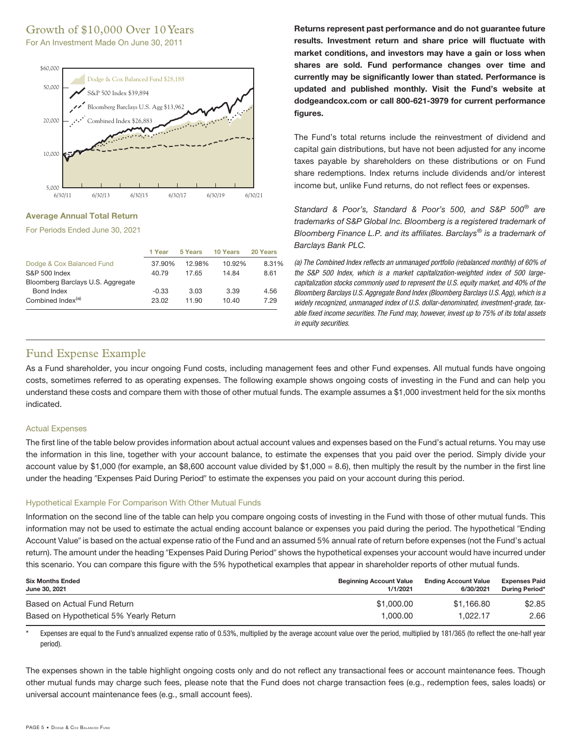## Growth of $10,000 Over 10 Years

For An Investment Made On June 30, 2011

Dodge & Cox Balanced Fund $28,188

S&P 500 Index $39,894

Bloomberg Barclays U.S. Agg $13,962

Combined Index $26,883

### Average Annual Total Return

For Periods Ended June 30, 2021

| | 1 Year | 5 Years | 10 Years | 20 Years |
|---|---|---|---|---|
| Dodge & Cox Balanced Fund | 37.90% | 12.98% | 10.92% | 8.31% |
| S&P 500 Index | 40.79 | 17.65 | 14.84 | 8.61 |
| Bloomberg Barclays U.S. Aggregate Bond Index | -0.33 | 3.03 | 3.39 | 4.56 |
| Combined Index[(a)] | 23.02 | 11.90 | 10.40 | 7.29 |

**Returns represent past performance and do not guarantee future results. Investment return and share price will fluctuate with market conditions, and investors may have a gain or loss when shares are sold. Fund performance changes over time and currently may be significantly lower than stated. Performance is updated and published monthly. Visit the Fund's website at dodgeandcox.com or call 800-621-3979 for current performance figures.**

The Fund's total returns include the reinvestment of dividend and capital gain distributions, but have not been adjusted for any income taxes payable by shareholders on these distributions or on Fund share redemptions. Index returns include dividends and/or interest income but, unlike Fund returns, do not reflect fees or expenses.

*Standard & Poor's, Standard & Poor's 500, and S&P 500® are trademarks of S&P Global Inc. Bloomberg is a registered trademark of Bloomberg Finance L.P. and its affiliates. Barclays® is a trademark of Barclays Bank PLC.*

*(a) The Combined Index reflects an unmanaged portfolio (rebalanced monthly) of 60% of the S&P 500 Index, which is a market capitalization-weighted index of 500 large-capitalization stocks commonly used to represent the U.S. equity market, and 40% of the Bloomberg Barclays U.S. Aggregate Bond Index (Bloomberg Barclays U.S. Agg), which is a widely recognized, unmanaged index of U.S. dollar-denominated, investment-grade, taxable fixed income securities. The Fund may, however, invest up to 75% of its total assets in equity securities.*

## Fund Expense Example

As a Fund shareholder, you incur ongoing Fund costs, including management fees and other Fund expenses. All mutual funds have ongoing costs, sometimes referred to as operating expenses. The following example shows ongoing costs of investing in the Fund and can help you understand these costs and compare them with those of other mutual funds. The example assumes a $1,000 investment held for the six months indicated.

### Actual Expenses

The first line of the table below provides information about actual account values and expenses based on the Fund's actual returns. You may use the information in this line, together with your account balance, to estimate the expenses that you paid over the period. Simply divide your account value by $1,000 (for example, an $8,600 account value divided by $1,000 = 8.6), then multiply the result by the number in the first line under the heading "Expenses Paid During Period" to estimate the expenses you paid on your account during this period.

### Hypothetical Example For Comparison With Other Mutual Funds

Information on the second line of the table can help you compare ongoing costs of investing in the Fund with those of other mutual funds. This information may not be used to estimate the actual ending account balance or expenses you paid during the period. The hypothetical "Ending Account Value" is based on the actual expense ratio of the Fund and an assumed 5% annual rate of return before expenses (not the Fund's actual return). The amount under the heading "Expenses Paid During Period" shows the hypothetical expenses your account would have incurred under this scenario. You can compare this figure with the 5% hypothetical examples that appear in shareholder reports of other mutual funds.

| Six Months Ended June 30, 2021 | Beginning Account Value 1/1/2021 | Ending Account Value 6/30/2021 | Expenses Paid During Period* |
|---|---|---|---|
| Based on Actual Fund Return | $1,000.00 | $1,166.80 | $2.85 |
| Based on Hypothetical 5% Yearly Return | 1,000.00 | 1,022.17 | 2.66 |

\* Expenses are equal to the Fund's annualized expense ratio of 0.53%, multiplied by the average account value over the period, multiplied by 181/365 (to reflect the one-half year period).

The expenses shown in the table highlight ongoing costs only and do not reflect any transactional fees or account maintenance fees. Though other mutual funds may charge such fees, please note that the Fund does not charge transaction fees (e.g., redemption fees, sales loads) or universal account maintenance fees (e.g., small account fees).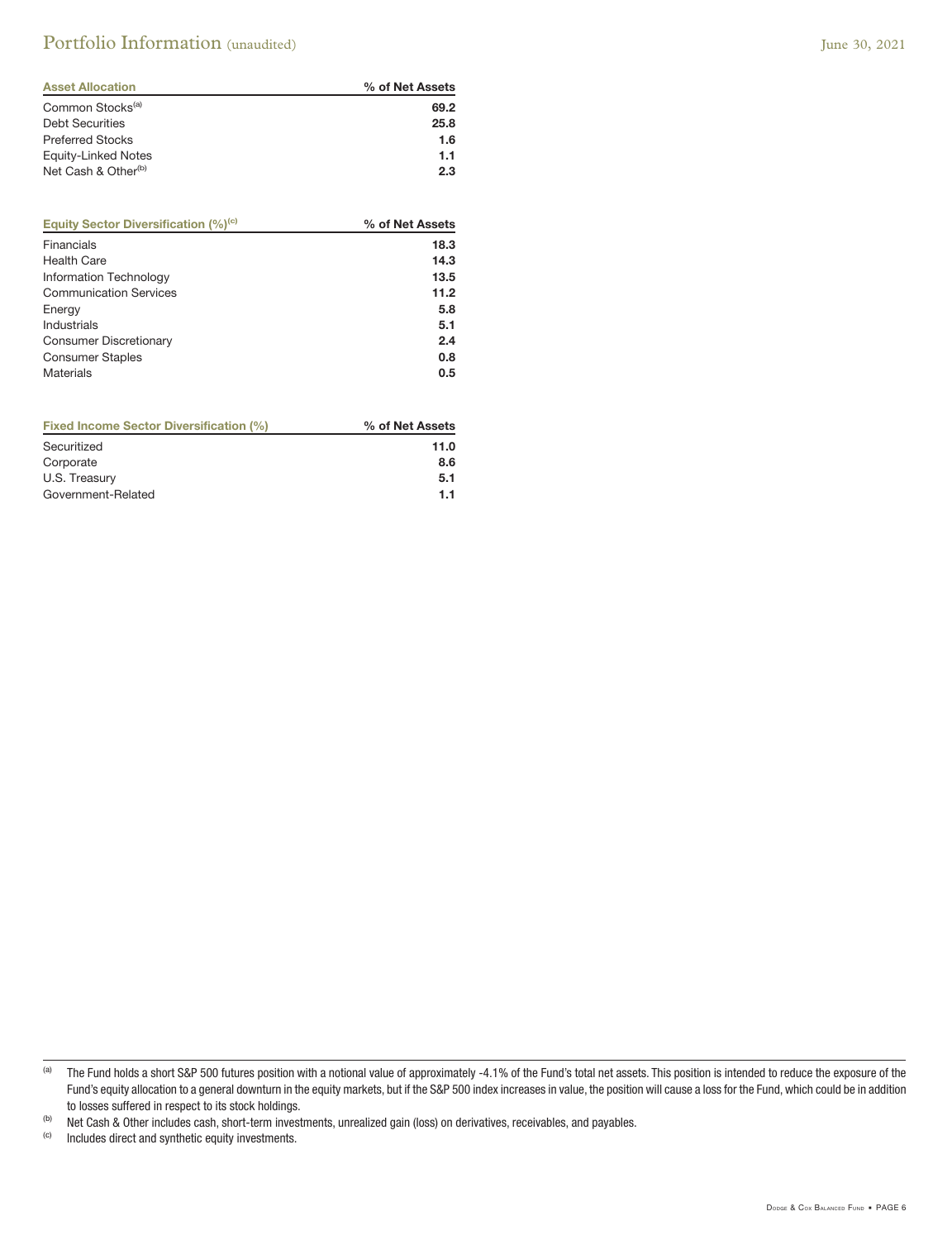# Portfolio Information (unaudited)

June 30, 2021

| Asset Allocation | % of Net Assets |
| --- | --- |
| Common Stocks[a] | 69.2 |
| Debt Securities | 25.8 |
| Preferred Stocks | 1.6 |
| Equity-Linked Notes | 1.1 |
| Net Cash & Other[b] | 2.3 |

| Equity Sector Diversification (%)[c] | % of Net Assets |
| --- | --- |
| Financials | 18.3 |
| Health Care | 14.3 |
| Information Technology | 13.5 |
| Communication Services | 11.2 |
| Energy | 5.8 |
| Industrials | 5.1 |
| Consumer Discretionary | 2.4 |
| Consumer Staples | 0.8 |
| Materials | 0.5 |

| Fixed Income Sector Diversification (%) | % of Net Assets |
| --- | --- |
| Securitized | 11.0 |
| Corporate | 8.6 |
| U.S. Treasury | 5.1 |
| Government-Related | 1.1 |

[a] The Fund holds a short S&P 500 futures position with a notional value of approximately -4.1% of the Fund's total net assets. This position is intended to reduce the exposure of the Fund's equity allocation to a general downturn in the equity markets, but if the S&P 500 index increases in value, the position will cause a loss for the Fund, which could be in addition to losses suffered in respect to its stock holdings.

[b] Net Cash & Other includes cash, short-term investments, unrealized gain (loss) on derivatives, receivables, and payables.

[c] Includes direct and synthetic equity investments.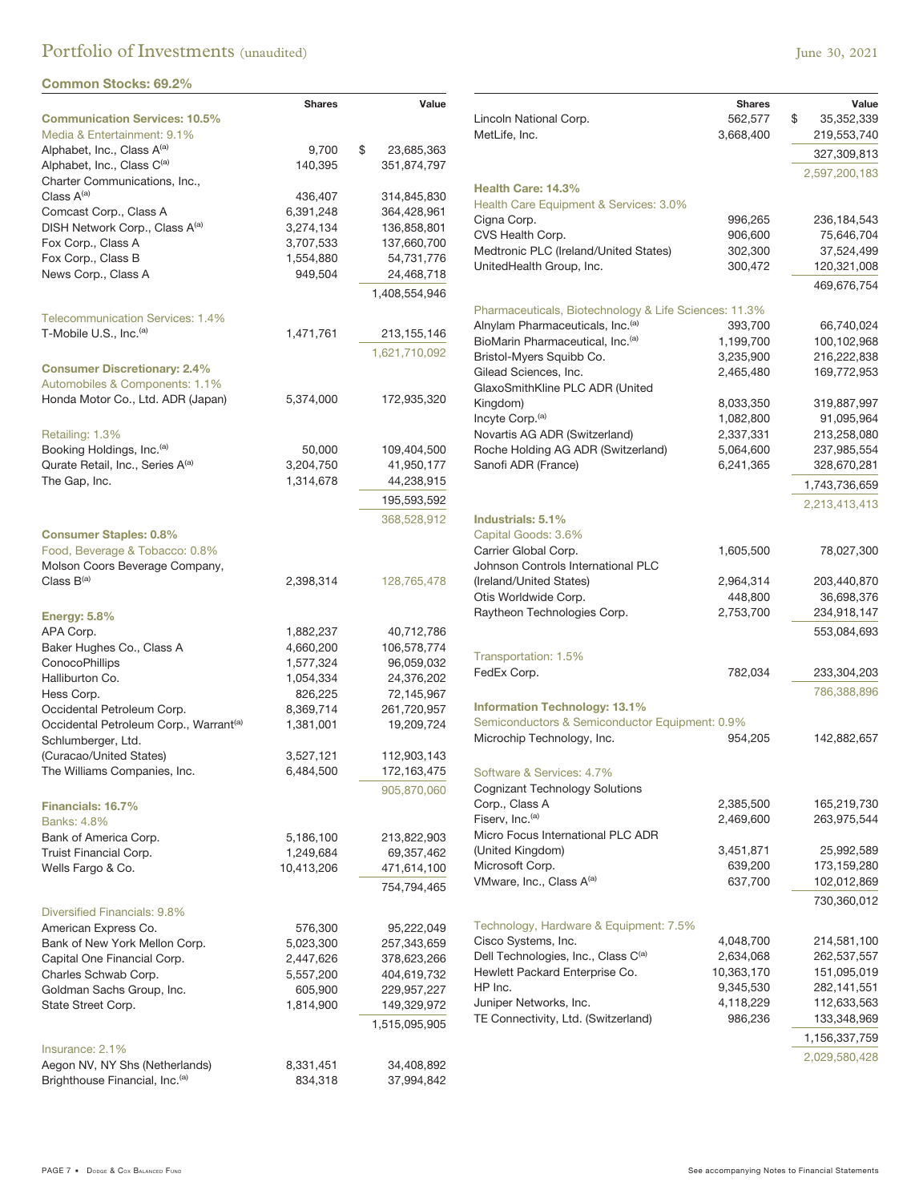# Portfolio of Investments (unaudited)

June 30, 2021

## Common Stocks: 69.2%

| | Shares | Value |
|---|---|---|
| **Communication Services: 10.5%** | | |
| Media & Entertainment: 9.1% | | |
| Alphabet, Inc., Class A[(a)] | 9,700 | $ 23,685,363 |
| Alphabet, Inc., Class C[(a)] | 140,395 | 351,874,797 |
| Charter Communications, Inc., Class A[(a)] | 436,407 | 314,845,830 |
| Comcast Corp., Class A | 6,391,248 | 364,428,961 |
| DISH Network Corp., Class A[(a)] | 3,274,134 | 136,858,801 |
| Fox Corp., Class A | 3,707,533 | 137,660,700 |
| Fox Corp., Class B | 1,554,880 | 54,731,776 |
| News Corp., Class A | 949,504 | 24,468,718 |
| | | 1,408,554,946 |
| Telecommunication Services: 1.4% | | |
| T-Mobile U.S., Inc.[(a)] | 1,471,761 | 213,155,146 |
| | | 1,621,710,092 |
| **Consumer Discretionary: 2.4%** | | |
| Automobiles & Components: 1.1% | | |
| Honda Motor Co., Ltd. ADR (Japan) | 5,374,000 | 172,935,320 |
| Retailing: 1.3% | | |
| Booking Holdings, Inc.[(a)] | 50,000 | 109,404,500 |
| Qurate Retail, Inc., Series A[(a)] | 3,204,750 | 41,950,177 |
| The Gap, Inc. | 1,314,678 | 44,238,915 |
| | | 195,593,592 |
| | | 368,528,912 |
| **Consumer Staples: 0.8%** | | |
| Food, Beverage & Tobacco: 0.8% | | |
| Molson Coors Beverage Company, Class B[(a)] | 2,398,314 | 128,765,478 |
| **Energy: 5.8%** | | |
| APA Corp. | 1,882,237 | 40,712,786 |
| Baker Hughes Co., Class A | 4,660,200 | 106,578,774 |
| ConocoPhillips | 1,577,324 | 96,059,032 |
| Halliburton Co. | 1,054,334 | 24,376,202 |
| Hess Corp. | 826,225 | 72,145,967 |
| Occidental Petroleum Corp. | 8,369,714 | 261,720,957 |
| Occidental Petroleum Corp., Warrant[(a)] | 1,381,001 | 19,209,724 |
| Schlumberger, Ltd. (Curacao/United States) | 3,527,121 | 112,903,143 |
| The Williams Companies, Inc. | 6,484,500 | 172,163,475 |
| | | 905,870,060 |
| **Financials: 16.7%** | | |
| Banks: 4.8% | | |
| Bank of America Corp. | 5,186,100 | 213,822,903 |
| Truist Financial Corp. | 1,249,684 | 69,357,462 |
| Wells Fargo & Co. | 10,413,206 | 471,614,100 |
| | | 754,794,465 |
| Diversified Financials: 9.8% | | |
| American Express Co. | 576,300 | 95,222,049 |
| Bank of New York Mellon Corp. | 5,023,300 | 257,343,659 |
| Capital One Financial Corp. | 2,447,626 | 378,623,266 |
| Charles Schwab Corp. | 5,557,200 | 404,619,732 |
| Goldman Sachs Group, Inc. | 605,900 | 229,957,227 |
| State Street Corp. | 1,814,900 | 149,329,972 |
| | | 1,515,095,905 |
| Insurance: 2.1% | | |
| Aegon NV, NY Shs (Netherlands) | 8,331,451 | 34,408,892 |
| Brighthouse Financial, Inc.[(a)] | 834,318 | 37,994,842 |
| Lincoln National Corp. | 562,577 | $ 35,352,339 |
| MetLife, Inc. | 3,668,400 | 219,553,740 |
| | | 327,309,813 |
| | | 2,597,200,183 |
| **Health Care: 14.3%** | | |
| Health Care Equipment & Services: 3.0% | | |
| Cigna Corp. | 996,265 | 236,184,543 |
| CVS Health Corp. | 906,600 | 75,646,704 |
| Medtronic PLC (Ireland/United States) | 302,300 | 37,524,499 |
| UnitedHealth Group, Inc. | 300,472 | 120,321,008 |
| | | 469,676,754 |
| Pharmaceuticals, Biotechnology & Life Sciences: 11.3% | | |
| Alnylam Pharmaceuticals, Inc.[(a)] | 393,700 | 66,740,024 |
| BioMarin Pharmaceutical, Inc.[(a)] | 1,199,700 | 100,102,968 |
| Bristol-Myers Squibb Co. | 3,235,900 | 216,222,838 |
| Gilead Sciences, Inc. | 2,465,480 | 169,772,953 |
| GlaxoSmithKline PLC ADR (United Kingdom) | 8,033,350 | 319,887,997 |
| Incyte Corp.[(a)] | 1,082,800 | 91,095,964 |
| Novartis AG ADR (Switzerland) | 2,337,331 | 213,258,080 |
| Roche Holding AG ADR (Switzerland) | 5,064,600 | 237,985,554 |
| Sanofi ADR (France) | 6,241,365 | 328,670,281 |
| | | 1,743,736,659 |
| | | 2,213,413,413 |
| **Industrials: 5.1%** | | |
| Capital Goods: 3.6% | | |
| Carrier Global Corp. | 1,605,500 | 78,027,300 |
| Johnson Controls International PLC (Ireland/United States) | 2,964,314 | 203,440,870 |
| Otis Worldwide Corp. | 448,800 | 36,698,376 |
| Raytheon Technologies Corp. | 2,753,700 | 234,918,147 |
| | | 553,084,693 |
| Transportation: 1.5% | | |
| FedEx Corp. | 782,034 | 233,304,203 |
| | | 786,388,896 |
| **Information Technology: 13.1%** | | |
| Semiconductors & Semiconductor Equipment: 0.9% | | |
| Microchip Technology, Inc. | 954,205 | 142,882,657 |
| Software & Services: 4.7% | | |
| Cognizant Technology Solutions Corp., Class A | 2,385,500 | 165,219,730 |
| Fiserv, Inc.[(a)] | 2,469,600 | 263,975,544 |
| Micro Focus International PLC ADR (United Kingdom) | 3,451,871 | 25,992,589 |
| Microsoft Corp. | 639,200 | 173,159,280 |
| VMware, Inc., Class A[(a)] | 637,700 | 102,012,869 |
| | | 730,360,012 |
| Technology, Hardware & Equipment: 7.5% | | |
| Cisco Systems, Inc. | 4,048,700 | 214,581,100 |
| Dell Technologies, Inc., Class C[(a)] | 2,634,068 | 262,537,557 |
| Hewlett Packard Enterprise Co. | 10,363,170 | 151,095,019 |
| HP Inc. | 9,345,530 | 282,141,551 |
| Juniper Networks, Inc. | 4,118,229 | 112,633,563 |
| TE Connectivity, Ltd. (Switzerland) | 986,236 | 133,348,969 |
| | | 1,156,337,759 |
| | | 2,029,580,428 |

See accompanying Notes to Financial Statements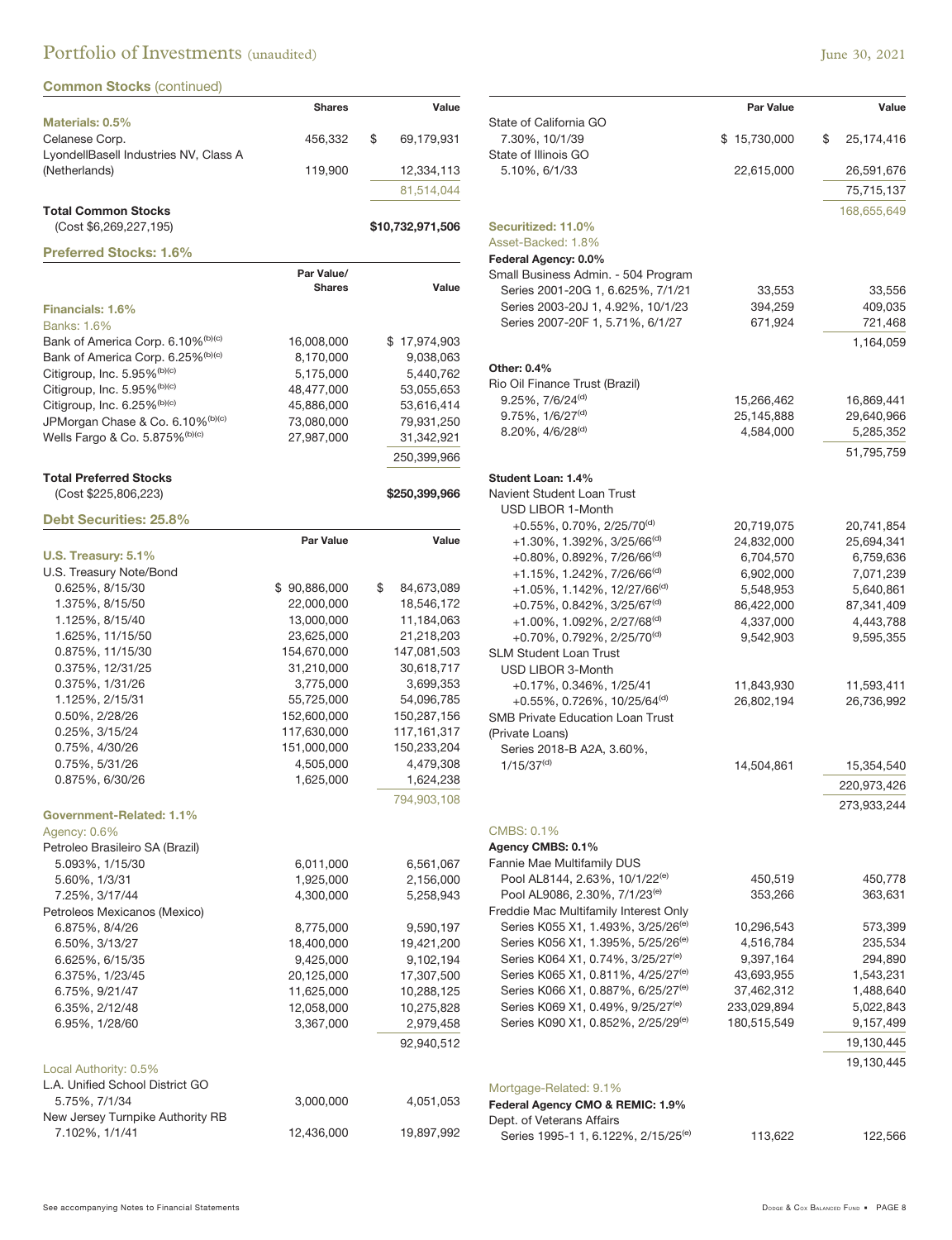# Portfolio of Investments (unaudited)

June 30, 2021

### Common Stocks (continued)

| | Shares | Value |
|---|---|---|
| **Materials: 0.5%** | | |
| Celanese Corp. | 456,332 | $ 69,179,931 |
| LyondellBasell Industries NV, Class A (Netherlands) | 119,900 | 12,334,113 |
| | | 81,514,044 |
| **Total Common Stocks** (Cost $6,269,227,195) | | **$10,732,971,506** |

### Preferred Stocks: 1.6%

| | Par Value/ Shares | Value |
|---|---|---|
| **Financials: 1.6%** | | |
| Banks: 1.6% | | |
| Bank of America Corp. 6.10%[(b)(c)] | 16,008,000 | $ 17,974,903 |
| Bank of America Corp. 6.25%[(b)(c)] | 8,170,000 | 9,038,063 |
| Citigroup, Inc. 5.95%[(b)(c)] | 5,175,000 | 5,440,762 |
| Citigroup, Inc. 5.95%[(b)(c)] | 48,477,000 | 53,055,653 |
| Citigroup, Inc. 6.25%[(b)(c)] | 45,886,000 | 53,616,414 |
| JPMorgan Chase & Co. 6.10%[(b)(c)] | 73,080,000 | 79,931,250 |
| Wells Fargo & Co. 5.875%[(b)(c)] | 27,987,000 | 31,342,921 |
| | | 250,399,966 |
| **Total Preferred Stocks** (Cost $225,806,223) | | **$250,399,966** |

### Debt Securities: 25.8%

| | Par Value | Value |
|---|---|---|
| **U.S. Treasury: 5.1%** | | |
| U.S. Treasury Note/Bond | | |
| 0.625%, 8/15/30 | $ 90,886,000 | $ 84,673,089 |
| 1.375%, 8/15/50 | 22,000,000 | 18,546,172 |
| 1.125%, 8/15/40 | 13,000,000 | 11,184,063 |
| 1.625%, 11/15/50 | 23,625,000 | 21,218,203 |
| 0.875%, 11/15/30 | 154,670,000 | 147,081,503 |
| 0.375%, 12/31/25 | 31,210,000 | 30,618,717 |
| 0.375%, 1/31/26 | 3,775,000 | 3,699,353 |
| 1.125%, 2/15/31 | 55,725,000 | 54,096,785 |
| 0.50%, 2/28/26 | 152,600,000 | 150,287,156 |
| 0.25%, 3/15/24 | 117,630,000 | 117,161,317 |
| 0.75%, 4/30/26 | 151,000,000 | 150,233,204 |
| 0.75%, 5/31/26 | 4,505,000 | 4,479,308 |
| 0.875%, 6/30/26 | 1,625,000 | 1,624,238 |
| | | 794,903,108 |
| **Government-Related: 1.1%** | | |
| Agency: 0.6% | | |
| Petroleo Brasileiro SA (Brazil) | | |
| 5.093%, 1/15/30 | 6,011,000 | 6,561,067 |
| 5.60%, 1/3/31 | 1,925,000 | 2,156,000 |
| 7.25%, 3/17/44 | 4,300,000 | 5,258,943 |
| Petroleos Mexicanos (Mexico) | | |
| 6.875%, 8/4/26 | 8,775,000 | 9,590,197 |
| 6.50%, 3/13/27 | 18,400,000 | 19,421,200 |
| 6.625%, 6/15/35 | 9,425,000 | 9,102,194 |
| 6.375%, 1/23/45 | 20,125,000 | 17,307,500 |
| 6.75%, 9/21/47 | 11,625,000 | 10,288,125 |
| 6.35%, 2/12/48 | 12,058,000 | 10,275,828 |
| 6.95%, 1/28/60 | 3,367,000 | 2,979,458 |
| | | 92,940,512 |
| Local Authority: 0.5% | | |
| L.A. Unified School District GO | | |
| 5.75%, 7/1/34 | 3,000,000 | 4,051,053 |
| New Jersey Turnpike Authority RB | | |
| 7.102%, 1/1/41 | 12,436,000 | 19,897,992 |
| State of California GO | | |
| 7.30%, 10/1/39 | $ 15,730,000 | $ 25,174,416 |
| State of Illinois GO | | |
| 5.10%, 6/1/33 | 22,615,000 | 26,591,676 |
| | | 75,715,137 |
| | | 168,655,649 |
| **Securitized: 11.0%** | | |
| Asset-Backed: 1.8% | | |
| **Federal Agency: 0.0%** | | |
| Small Business Admin. - 504 Program | | |
| Series 2001-20G 1, 6.625%, 7/1/21 | 33,553 | 33,556 |
| Series 2003-20J 1, 4.92%, 10/1/23 | 394,259 | 409,035 |
| Series 2007-20F 1, 5.71%, 6/1/27 | 671,924 | 721,468 |
| | | 1,164,059 |
| **Other: 0.4%** | | |
| Rio Oil Finance Trust (Brazil) | | |
| 9.25%, 7/6/24[(d)] | 15,266,462 | 16,869,441 |
| 9.75%, 1/6/27[(d)] | 25,145,888 | 29,640,966 |
| 8.20%, 4/6/28[(d)] | 4,584,000 | 5,285,352 |
| | | 51,795,759 |
| **Student Loan: 1.4%** | | |
| Navient Student Loan Trust | | |
| USD LIBOR 1-Month | | |
| +0.55%, 0.70%, 2/25/70[(d)] | 20,719,075 | 20,741,854 |
| +1.30%, 1.392%, 3/25/66[(d)] | 24,832,000 | 25,694,341 |
| +0.80%, 0.892%, 7/26/66[(d)] | 6,704,570 | 6,759,636 |
| +1.15%, 1.242%, 7/26/66[(d)] | 6,902,000 | 7,071,239 |
| +1.05%, 1.142%, 12/27/66[(d)] | 5,548,953 | 5,640,861 |
| +0.75%, 0.842%, 3/25/67[(d)] | 86,422,000 | 87,341,409 |
| +1.00%, 1.092%, 2/27/68[(d)] | 4,337,000 | 4,443,788 |
| +0.70%, 0.792%, 2/25/70[(d)] | 9,542,903 | 9,595,355 |
| SLM Student Loan Trust | | |
| USD LIBOR 3-Month | | |
| +0.17%, 0.346%, 1/25/41 | 11,843,930 | 11,593,411 |
| +0.55%, 0.726%, 10/25/64[(d)] | 26,802,194 | 26,736,992 |
| SMB Private Education Loan Trust (Private Loans) | | |
| Series 2018-B A2A, 3.60%, 1/15/37[(d)] | 14,504,861 | 15,354,540 |
| | | 220,973,426 |
| | | 273,933,244 |
| CMBS: 0.1% | | |
| **Agency CMBS: 0.1%** | | |
| Fannie Mae Multifamily DUS | | |
| Pool AL8144, 2.63%, 10/1/22[(e)] | 450,519 | 450,778 |
| Pool AL9086, 2.30%, 7/1/23[(e)] | 353,266 | 363,631 |
| Freddie Mac Multifamily Interest Only | | |
| Series K055 X1, 1.493%, 3/25/26[(e)] | 10,296,543 | 573,399 |
| Series K056 X1, 1.395%, 5/25/26[(e)] | 4,516,784 | 235,534 |
| Series K064 X1, 0.74%, 3/25/27[(e)] | 9,397,164 | 294,890 |
| Series K065 X1, 0.811%, 4/25/27[(e)] | 43,693,955 | 1,543,231 |
| Series K066 X1, 0.887%, 6/25/27[(e)] | 37,462,312 | 1,488,640 |
| Series K069 X1, 0.49%, 9/25/27[(e)] | 233,029,894 | 5,022,843 |
| Series K090 X1, 0.852%, 2/25/29[(e)] | 180,515,549 | 9,157,499 |
| | | 19,130,445 |
| | | 19,130,445 |
| Mortgage-Related: 9.1% | | |
| **Federal Agency CMO & REMIC: 1.9%** | | |
| Dept. of Veterans Affairs | | |
| Series 1995-1 1, 6.122%, 2/15/25[(e)] | 113,622 | 122,566 |

See accompanying Notes to Financial Statements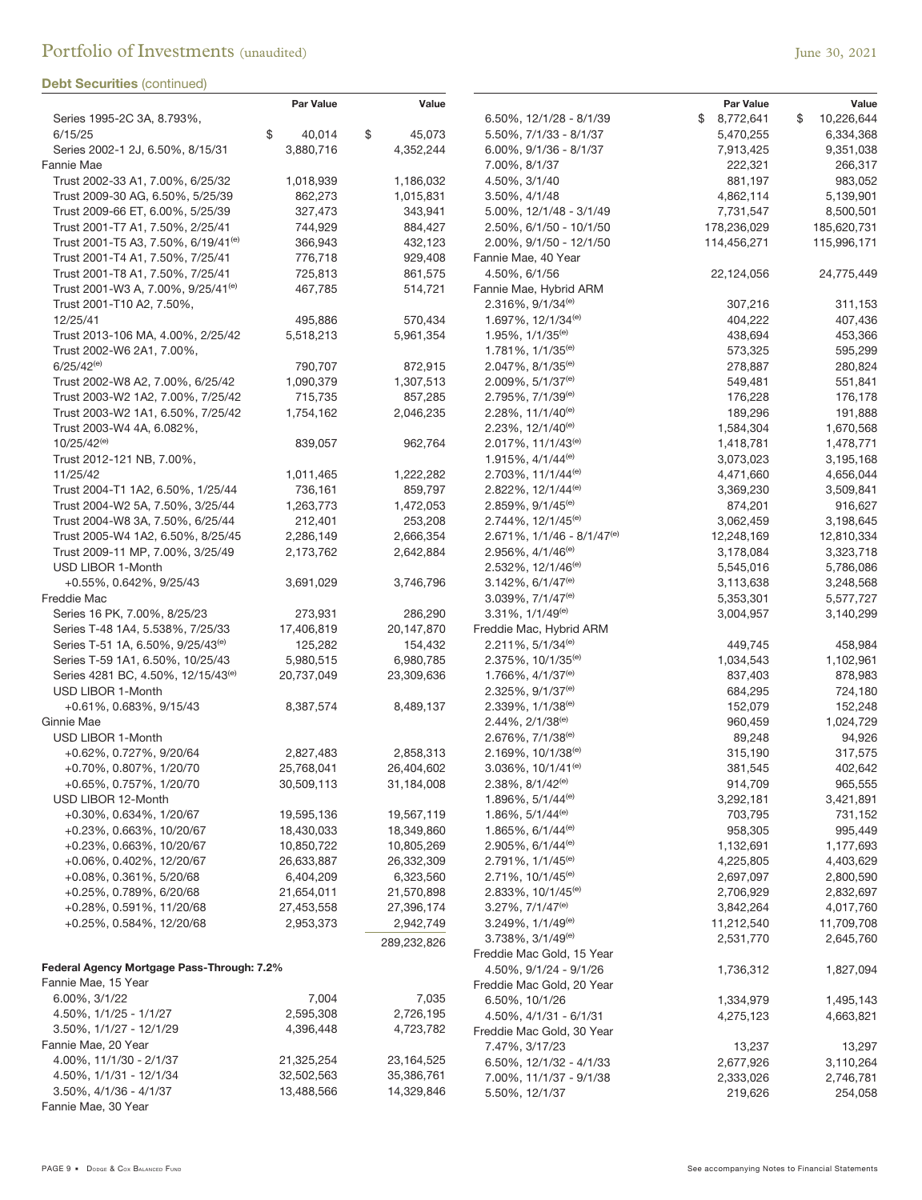# Portfolio of Investments (unaudited)

June 30, 2021

**Debt Securities** (continued)

| | Par Value | Value |
|---|---|---|
| Series 1995-2C 3A, 8.793%, 6/15/25 | $ 40,014 | $ 45,073 |
| Series 2002-1 2J, 6.50%, 8/15/31 | 3,880,716 | 4,352,244 |
| Fannie Mae | | |
| Trust 2002-33 A1, 7.00%, 6/25/32 | 1,018,939 | 1,186,032 |
| Trust 2009-30 AG, 6.50%, 5/25/39 | 862,273 | 1,015,831 |
| Trust 2009-66 ET, 6.00%, 5/25/39 | 327,473 | 343,941 |
| Trust 2001-T7 A1, 7.50%, 2/25/41 | 744,929 | 884,427 |
| Trust 2001-T5 A3, 7.50%, 6/19/41(e) | 366,943 | 432,123 |
| Trust 2001-T4 A1, 7.50%, 7/25/41 | 776,718 | 929,408 |
| Trust 2001-T8 A1, 7.50%, 7/25/41 | 725,813 | 861,575 |
| Trust 2001-W3 A, 7.00%, 9/25/41(e) | 467,785 | 514,721 |
| Trust 2001-T10 A2, 7.50%, 12/25/41 | 495,886 | 570,434 |
| Trust 2013-106 MA, 4.00%, 2/25/42 | 5,518,213 | 5,961,354 |
| Trust 2002-W6 2A1, 7.00%, 6/25/42(e) | 790,707 | 872,915 |
| Trust 2002-W8 A2, 7.00%, 6/25/42 | 1,090,379 | 1,307,513 |
| Trust 2003-W2 1A2, 7.00%, 7/25/42 | 715,735 | 857,285 |
| Trust 2003-W2 1A1, 6.50%, 7/25/42 | 1,754,162 | 2,046,235 |
| Trust 2003-W4 4A, 6.082%, 10/25/42(e) | 839,057 | 962,764 |
| Trust 2012-121 NB, 7.00%, 11/25/42 | 1,011,465 | 1,222,282 |
| Trust 2004-T1 1A2, 6.50%, 1/25/44 | 736,161 | 859,797 |
| Trust 2004-W2 5A, 7.50%, 3/25/44 | 1,263,773 | 1,472,053 |
| Trust 2004-W8 3A, 7.50%, 6/25/44 | 212,401 | 253,208 |
| Trust 2005-W4 1A2, 6.50%, 8/25/45 | 2,286,149 | 2,666,354 |
| Trust 2009-11 MP, 7.00%, 3/25/49 | 2,173,762 | 2,642,884 |
| USD LIBOR 1-Month | | |
| +0.55%, 0.642%, 9/25/43 | 3,691,029 | 3,746,796 |
| Freddie Mac | | |
| Series 16 PK, 7.00%, 8/25/23 | 273,931 | 286,290 |
| Series T-48 1A4, 5.538%, 7/25/33 | 17,406,819 | 20,147,870 |
| Series T-51 1A, 6.50%, 9/25/43(e) | 125,282 | 154,432 |
| Series T-59 1A1, 6.50%, 10/25/43 | 5,980,515 | 6,980,785 |
| Series 4281 BC, 4.50%, 12/15/43(e) | 20,737,049 | 23,309,636 |
| USD LIBOR 1-Month | | |
| +0.61%, 0.683%, 9/15/43 | 8,387,574 | 8,489,137 |
| Ginnie Mae | | |
| USD LIBOR 1-Month | | |
| +0.62%, 0.727%, 9/20/64 | 2,827,483 | 2,858,313 |
| +0.70%, 0.807%, 1/20/70 | 25,768,041 | 26,404,602 |
| +0.65%, 0.757%, 1/20/70 | 30,509,113 | 31,184,008 |
| USD LIBOR 12-Month | | |
| +0.30%, 0.634%, 1/20/67 | 19,595,136 | 19,567,119 |
| +0.23%, 0.663%, 10/20/67 | 18,430,033 | 18,349,860 |
| +0.23%, 0.663%, 10/20/67 | 10,850,722 | 10,805,269 |
| +0.06%, 0.402%, 12/20/67 | 26,633,887 | 26,332,309 |
| +0.08%, 0.361%, 5/20/68 | 6,404,209 | 6,323,560 |
| +0.25%, 0.789%, 6/20/68 | 21,654,011 | 21,570,898 |
| +0.28%, 0.591%, 11/20/68 | 27,453,558 | 27,396,174 |
| +0.25%, 0.584%, 12/20/68 | 2,953,373 | 2,942,749 |
| | | 289,232,826 |
| **Federal Agency Mortgage Pass-Through: 7.2%** | | |
| Fannie Mae, 15 Year | | |
| 6.00%, 3/1/22 | 7,004 | 7,035 |
| 4.50%, 1/1/25 - 1/1/27 | 2,595,308 | 2,726,195 |
| 3.50%, 1/1/27 - 12/1/29 | 4,396,448 | 4,723,782 |
| Fannie Mae, 20 Year | | |
| 4.00%, 11/1/30 - 2/1/37 | 21,325,254 | 23,164,525 |
| 4.50%, 1/1/31 - 12/1/34 | 32,502,563 | 35,386,761 |
| 3.50%, 4/1/36 - 4/1/37 | 13,488,566 | 14,329,846 |
| Fannie Mae, 30 Year | | |
| 6.50%, 12/1/28 - 8/1/39 | $ 8,772,641 | $ 10,226,644 |
| 5.50%, 7/1/33 - 8/1/37 | 5,470,255 | 6,334,368 |
| 6.00%, 9/1/36 - 8/1/37 | 7,913,425 | 9,351,038 |
| 7.00%, 8/1/37 | 222,321 | 266,317 |
| 4.50%, 3/1/40 | 881,197 | 983,052 |
| 3.50%, 4/1/48 | 4,862,114 | 5,139,901 |
| 5.00%, 12/1/48 - 3/1/49 | 7,731,547 | 8,500,501 |
| 2.50%, 6/1/50 - 10/1/50 | 178,236,029 | 185,620,731 |
| 2.00%, 9/1/50 - 12/1/50 | 114,456,271 | 115,996,171 |
| Fannie Mae, 40 Year | | |
| 4.50%, 6/1/56 | 22,124,056 | 24,775,449 |
| Fannie Mae, Hybrid ARM | | |
| 2.316%, 9/1/34(e) | 307,216 | 311,153 |
| 1.697%, 12/1/34(e) | 404,222 | 407,436 |
| 1.95%, 1/1/35(e) | 438,694 | 453,366 |
| 1.781%, 1/1/35(e) | 573,325 | 595,299 |
| 2.047%, 8/1/35(e) | 278,887 | 280,824 |
| 2.009%, 5/1/37(e) | 549,481 | 551,841 |
| 2.795%, 7/1/39(e) | 176,228 | 176,178 |
| 2.28%, 11/1/40(e) | 189,296 | 191,888 |
| 2.23%, 12/1/40(e) | 1,584,304 | 1,670,568 |
| 2.017%, 11/1/43(e) | 1,418,781 | 1,478,771 |
| 1.915%, 4/1/44(e) | 3,073,023 | 3,195,168 |
| 2.703%, 11/1/44(e) | 4,471,660 | 4,656,044 |
| 2.822%, 12/1/44(e) | 3,369,230 | 3,509,841 |
| 2.859%, 9/1/45(e) | 874,201 | 916,627 |
| 2.744%, 12/1/45(e) | 3,062,459 | 3,198,645 |
| 2.671%, 1/1/46 - 8/1/47(e) | 12,248,169 | 12,810,334 |
| 2.956%, 4/1/46(e) | 3,178,084 | 3,323,718 |
| 2.532%, 12/1/46(e) | 5,545,016 | 5,786,086 |
| 3.142%, 6/1/47(e) | 3,113,638 | 3,248,568 |
| 3.039%, 7/1/47(e) | 5,353,301 | 5,577,727 |
| 3.31%, 1/1/49(e) | 3,004,957 | 3,140,299 |
| Freddie Mac, Hybrid ARM | | |
| 2.211%, 5/1/34(e) | 449,745 | 458,984 |
| 2.375%, 10/1/35(e) | 1,034,543 | 1,102,961 |
| 1.766%, 4/1/37(e) | 837,403 | 878,983 |
| 2.325%, 9/1/37(e) | 684,295 | 724,180 |
| 2.339%, 1/1/38(e) | 152,079 | 152,248 |
| 2.44%, 2/1/38(e) | 960,459 | 1,024,729 |
| 2.676%, 7/1/38(e) | 89,248 | 94,926 |
| 2.169%, 10/1/38(e) | 315,190 | 317,575 |
| 3.036%, 10/1/41(e) | 381,545 | 402,642 |
| 2.38%, 8/1/42(e) | 914,709 | 965,555 |
| 1.896%, 5/1/44(e) | 3,292,181 | 3,421,891 |
| 1.86%, 5/1/44(e) | 703,795 | 731,152 |
| 1.865%, 6/1/44(e) | 958,305 | 995,449 |
| 2.905%, 6/1/44(e) | 1,132,691 | 1,177,693 |
| 2.791%, 1/1/45(e) | 4,225,805 | 4,403,629 |
| 2.71%, 10/1/45(e) | 2,697,097 | 2,800,590 |
| 2.833%, 10/1/45(e) | 2,706,929 | 2,832,697 |
| 3.27%, 7/1/47(e) | 3,842,264 | 4,017,760 |
| 3.249%, 1/1/49(e) | 11,212,540 | 11,709,708 |
| 3.738%, 3/1/49(e) | 2,531,770 | 2,645,760 |
| Freddie Mac Gold, 15 Year | | |
| 4.50%, 9/1/24 - 9/1/26 | 1,736,312 | 1,827,094 |
| Freddie Mac Gold, 20 Year | | |
| 6.50%, 10/1/26 | 1,334,979 | 1,495,143 |
| 4.50%, 4/1/31 - 6/1/31 | 4,275,123 | 4,663,821 |
| Freddie Mac Gold, 30 Year | | |
| 7.47%, 3/17/23 | 13,237 | 13,297 |
| 6.50%, 12/1/32 - 4/1/33 | 2,677,926 | 3,110,264 |
| 7.00%, 11/1/37 - 9/1/38 | 2,333,026 | 2,746,781 |
| 5.50%, 12/1/37 | 219,626 | 254,058 |

See accompanying Notes to Financial Statements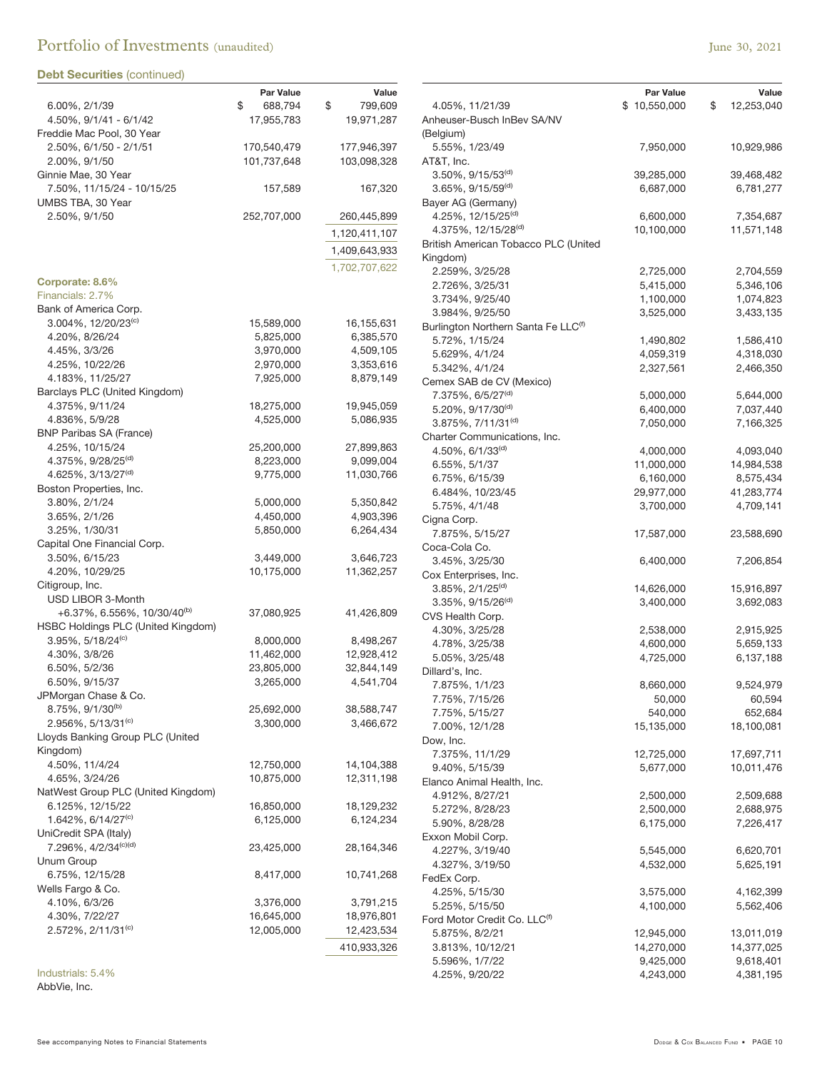## Debt Securities (continued)

| | Par Value | Value |
|---|---|---|
| 6.00%, 2/1/39 | $ 688,794 | $ 799,609 |
| 4.50%, 9/1/41 - 6/1/42 | 17,955,783 | 19,971,287 |
| Freddie Mac Pool, 30 Year | | |
| 2.50%, 6/1/50 - 2/1/51 | 170,540,479 | 177,946,397 |
| 2.00%, 9/1/50 | 101,737,648 | 103,098,328 |
| Ginnie Mae, 30 Year | | |
| 7.50%, 11/15/24 - 10/15/25 | 157,589 | 167,320 |
| UMBS TBA, 30 Year | | |
| 2.50%, 9/1/50 | 252,707,000 | 260,445,899 |
| | | 1,120,411,107 |
| | | 1,409,643,933 |
| | | 1,702,707,622 |
| **Corporate: 8.6%** | | |
| Financials: 2.7% | | |
| Bank of America Corp. | | |
| 3.004%, 12/20/23[c] | 15,589,000 | 16,155,631 |
| 4.20%, 8/26/24 | 5,825,000 | 6,385,570 |
| 4.45%, 3/3/26 | 3,970,000 | 4,509,105 |
| 4.25%, 10/22/26 | 2,970,000 | 3,353,616 |
| 4.183%, 11/25/27 | 7,925,000 | 8,879,149 |
| Barclays PLC (United Kingdom) | | |
| 4.375%, 9/11/24 | 18,275,000 | 19,945,059 |
| 4.836%, 5/9/28 | 4,525,000 | 5,086,935 |
| BNP Paribas SA (France) | | |
| 4.25%, 10/15/24 | 25,200,000 | 27,899,863 |
| 4.375%, 9/28/25[d] | 8,223,000 | 9,099,004 |
| 4.625%, 3/13/27[d] | 9,775,000 | 11,030,766 |
| Boston Properties, Inc. | | |
| 3.80%, 2/1/24 | 5,000,000 | 5,350,842 |
| 3.65%, 2/1/26 | 4,450,000 | 4,903,396 |
| 3.25%, 1/30/31 | 5,850,000 | 6,264,434 |
| Capital One Financial Corp. | | |
| 3.50%, 6/15/23 | 3,449,000 | 3,646,723 |
| 4.20%, 10/29/25 | 10,175,000 | 11,362,257 |
| Citigroup, Inc. | | |
| USD LIBOR 3-Month +6.37%, 6.556%, 10/30/40[b] | 37,080,925 | 41,426,809 |
| HSBC Holdings PLC (United Kingdom) | | |
| 3.95%, 5/18/24[c] | 8,000,000 | 8,498,267 |
| 4.30%, 3/8/26 | 11,462,000 | 12,928,412 |
| 6.50%, 5/2/36 | 23,805,000 | 32,844,149 |
| 6.50%, 9/15/37 | 3,265,000 | 4,541,704 |
| JPMorgan Chase & Co. | | |
| 8.75%, 9/1/30[b] | 25,692,000 | 38,588,747 |
| 2.956%, 5/13/31[c] | 3,300,000 | 3,466,672 |
| Lloyds Banking Group PLC (United Kingdom) | | |
| 4.50%, 11/4/24 | 12,750,000 | 14,104,388 |
| 4.65%, 3/24/26 | 10,875,000 | 12,311,198 |
| NatWest Group PLC (United Kingdom) | | |
| 6.125%, 12/15/22 | 16,850,000 | 18,129,232 |
| 1.642%, 6/14/27[c] | 6,125,000 | 6,124,234 |
| UniCredit SPA (Italy) | | |
| 7.296%, 4/2/34[c][d] | 23,425,000 | 28,164,346 |
| Unum Group | | |
| 6.75%, 12/15/28 | 8,417,000 | 10,741,268 |
| Wells Fargo & Co. | | |
| 4.10%, 6/3/26 | 3,376,000 | 3,791,215 |
| 4.30%, 7/22/27 | 16,645,000 | 18,976,801 |
| 2.572%, 2/11/31[c] | 12,005,000 | 12,423,534 |
| | | 410,933,326 |
| Industrials: 5.4% | | |
| AbbVie, Inc. | | |
| 4.05%, 11/21/39 | $ 10,550,000 | $ 12,253,040 |
| Anheuser-Busch InBev SA/NV (Belgium) | | |
| 5.55%, 1/23/49 | 7,950,000 | 10,929,986 |
| AT&T, Inc. | | |
| 3.50%, 9/15/53[d] | 39,285,000 | 39,468,482 |
| 3.65%, 9/15/59[d] | 6,687,000 | 6,781,277 |
| Bayer AG (Germany) | | |
| 4.25%, 12/15/25[d] | 6,600,000 | 7,354,687 |
| 4.375%, 12/15/28[d] | 10,100,000 | 11,571,148 |
| British American Tobacco PLC (United Kingdom) | | |
| 2.259%, 3/25/28 | 2,725,000 | 2,704,559 |
| 2.726%, 3/25/31 | 5,415,000 | 5,346,106 |
| 3.734%, 9/25/40 | 1,100,000 | 1,074,823 |
| 3.984%, 9/25/50 | 3,525,000 | 3,433,135 |
| Burlington Northern Santa Fe LLC[f] | | |
| 5.72%, 1/15/24 | 1,490,802 | 1,586,410 |
| 5.629%, 4/1/24 | 4,059,319 | 4,318,030 |
| 5.342%, 4/1/24 | 2,327,561 | 2,466,350 |
| Cemex SAB de CV (Mexico) | | |
| 7.375%, 6/5/27[d] | 5,000,000 | 5,644,000 |
| 5.20%, 9/17/30[d] | 6,400,000 | 7,037,440 |
| 3.875%, 7/11/31[d] | 7,050,000 | 7,166,325 |
| Charter Communications, Inc. | | |
| 4.50%, 6/1/33[d] | 4,000,000 | 4,093,040 |
| 6.55%, 5/1/37 | 11,000,000 | 14,984,538 |
| 6.75%, 6/15/39 | 6,160,000 | 8,575,434 |
| 6.484%, 10/23/45 | 29,977,000 | 41,283,774 |
| 5.75%, 4/1/48 | 3,700,000 | 4,709,141 |
| Cigna Corp. | | |
| 7.875%, 5/15/27 | 17,587,000 | 23,588,690 |
| Coca-Cola Co. | | |
| 3.45%, 3/25/30 | 6,400,000 | 7,206,854 |
| Cox Enterprises, Inc. | | |
| 3.85%, 2/1/25[d] | 14,626,000 | 15,916,897 |
| 3.35%, 9/15/26[d] | 3,400,000 | 3,692,083 |
| CVS Health Corp. | | |
| 4.30%, 3/25/28 | 2,538,000 | 2,915,925 |
| 4.78%, 3/25/38 | 4,600,000 | 5,659,133 |
| 5.05%, 3/25/48 | 4,725,000 | 6,137,188 |
| Dillard's, Inc. | | |
| 7.875%, 1/1/23 | 8,660,000 | 9,524,979 |
| 7.75%, 7/15/26 | 50,000 | 60,594 |
| 7.75%, 5/15/27 | 540,000 | 652,684 |
| 7.00%, 12/1/28 | 15,135,000 | 18,100,081 |
| Dow, Inc. | | |
| 7.375%, 11/1/29 | 12,725,000 | 17,697,711 |
| 9.40%, 5/15/39 | 5,677,000 | 10,011,476 |
| Elanco Animal Health, Inc. | | |
| 4.912%, 8/27/21 | 2,500,000 | 2,509,688 |
| 5.272%, 8/28/23 | 2,500,000 | 2,688,975 |
| 5.90%, 8/28/28 | 6,175,000 | 7,226,417 |
| Exxon Mobil Corp. | | |
| 4.227%, 3/19/40 | 5,545,000 | 6,620,701 |
| 4.327%, 3/19/50 | 4,532,000 | 5,625,191 |
| FedEx Corp. | | |
| 4.25%, 5/15/30 | 3,575,000 | 4,162,399 |
| 5.25%, 5/15/50 | 4,100,000 | 5,562,406 |
| Ford Motor Credit Co. LLC[f] | | |
| 5.875%, 8/2/21 | 12,945,000 | 13,011,019 |
| 3.813%, 10/12/21 | 14,270,000 | 14,377,025 |
| 5.596%, 1/7/22 | 9,425,000 | 9,618,401 |
| 4.25%, 9/20/22 | 4,243,000 | 4,381,195 |

See accompanying Notes to Financial Statements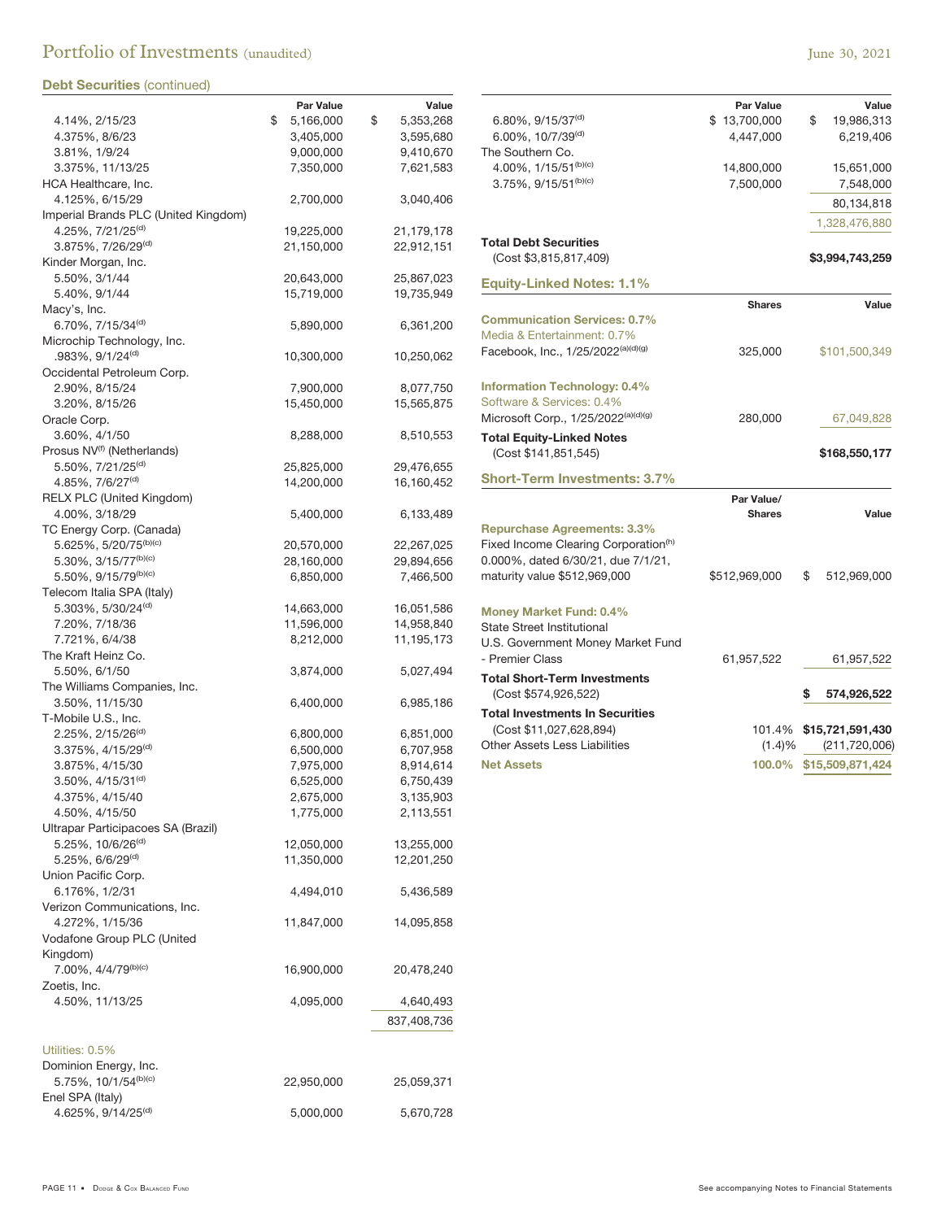## Debt Securities (continued)

| | Par Value | Value |
|---|---|---|
| 4.14%, 2/15/23 | $ 5,166,000 | $ 5,353,268 |
| 4.375%, 8/6/23 | 3,405,000 | 3,595,680 |
| 3.81%, 1/9/24 | 9,000,000 | 9,410,670 |
| 3.375%, 11/13/25 | 7,350,000 | 7,621,583 |
| HCA Healthcare, Inc. | | |
| 4.125%, 6/15/29 | 2,700,000 | 3,040,406 |
| Imperial Brands PLC (United Kingdom) | | |
| 4.25%, 7/21/25[d] | 19,225,000 | 21,179,178 |
| 3.875%, 7/26/29[d] | 21,150,000 | 22,912,151 |
| Kinder Morgan, Inc. | | |
| 5.50%, 3/1/44 | 20,643,000 | 25,867,023 |
| 5.40%, 9/1/44 | 15,719,000 | 19,735,949 |
| Macy's, Inc. | | |
| 6.70%, 7/15/34[d] | 5,890,000 | 6,361,200 |
| Microchip Technology, Inc. | | |
| .983%, 9/1/24[d] | 10,300,000 | 10,250,062 |
| Occidental Petroleum Corp. | | |
| 2.90%, 8/15/24 | 7,900,000 | 8,077,750 |
| 3.20%, 8/15/26 | 15,450,000 | 15,565,875 |
| Oracle Corp. | | |
| 3.60%, 4/1/50 | 8,288,000 | 8,510,553 |
| Prosus NV[f] (Netherlands) | | |
| 5.50%, 7/21/25[d] | 25,825,000 | 29,476,655 |
| 4.85%, 7/6/27[d] | 14,200,000 | 16,160,452 |
| RELX PLC (United Kingdom) | | |
| 4.00%, 3/18/29 | 5,400,000 | 6,133,489 |
| TC Energy Corp. (Canada) | | |
| 5.625%, 5/20/75[b][c] | 20,570,000 | 22,267,025 |
| 5.30%, 3/15/77[b][c] | 28,160,000 | 29,894,656 |
| 5.50%, 9/15/79[b][c] | 6,850,000 | 7,466,500 |
| Telecom Italia SPA (Italy) | | |
| 5.303%, 5/30/24[d] | 14,663,000 | 16,051,586 |
| 7.20%, 7/18/36 | 11,596,000 | 14,958,840 |
| 7.721%, 6/4/38 | 8,212,000 | 11,195,173 |
| The Kraft Heinz Co. | | |
| 5.50%, 6/1/50 | 3,874,000 | 5,027,494 |
| The Williams Companies, Inc. | | |
| 3.50%, 11/15/30 | 6,400,000 | 6,985,186 |
| T-Mobile U.S., Inc. | | |
| 2.25%, 2/15/26[d] | 6,800,000 | 6,851,000 |
| 3.375%, 4/15/29[d] | 6,500,000 | 6,707,958 |
| 3.875%, 4/15/30 | 7,975,000 | 8,914,614 |
| 3.50%, 4/15/31[d] | 6,525,000 | 6,750,439 |
| 4.375%, 4/15/40 | 2,675,000 | 3,135,903 |
| 4.50%, 4/15/50 | 1,775,000 | 2,113,551 |
| Ultrapar Participacoes SA (Brazil) | | |
| 5.25%, 10/6/26[d] | 12,050,000 | 13,255,000 |
| 5.25%, 6/6/29[d] | 11,350,000 | 12,201,250 |
| Union Pacific Corp. | | |
| 6.176%, 1/2/31 | 4,494,010 | 5,436,589 |
| Verizon Communications, Inc. | | |
| 4.272%, 1/15/36 | 11,847,000 | 14,095,858 |
| Vodafone Group PLC (United Kingdom) | | |
| 7.00%, 4/4/79[b][c] | 16,900,000 | 20,478,240 |
| Zoetis, Inc. | | |
| 4.50%, 11/13/25 | 4,095,000 | 4,640,493 |
| | | 837,408,736 |
| **Utilities: 0.5%** | | |
| Dominion Energy, Inc. | | |
| 5.75%, 10/1/54[b][c] | 22,950,000 | 25,059,371 |
| Enel SPA (Italy) | | |
| 4.625%, 9/14/25[d] | 5,000,000 | 5,670,728 |
| 6.80%, 9/15/37[d] | $ 13,700,000 | $ 19,986,313 |
| 6.00%, 10/7/39[d] | 4,447,000 | 6,219,406 |
| The Southern Co. | | |
| 4.00%, 1/15/51[b][c] | 14,800,000 | 15,651,000 |
| 3.75%, 9/15/51[b][c] | 7,500,000 | 7,548,000 |
| | | 80,134,818 |
| | | 1,328,476,880 |
| **Total Debt Securities** (Cost $3,815,817,409) | | **$3,994,743,259** |

## Equity-Linked Notes: 1.1%

| | Shares | Value |
|---|---|---|
| **Communication Services: 0.7%** | | |
| Media & Entertainment: 0.7% | | |
| Facebook, Inc., 1/25/2022[a][d][g] | 325,000 | $101,500,349 |
| **Information Technology: 0.4%** | | |
| Software & Services: 0.4% | | |
| Microsoft Corp., 1/25/2022[a][d][g] | 280,000 | 67,049,828 |
| **Total Equity-Linked Notes** (Cost $141,851,545) | | **$168,550,177** |

## Short-Term Investments: 3.7%

| | Par Value/ Shares | Value |
|---|---|---|
| **Repurchase Agreements: 3.3%** | | |
| Fixed Income Clearing Corporation[h] 0.000%, dated 6/30/21, due 7/1/21, maturity value $512,969,000 | $512,969,000 | $ 512,969,000 |
| **Money Market Fund: 0.4%** | | |
| State Street Institutional U.S. Government Money Market Fund - Premier Class | 61,957,522 | 61,957,522 |
| **Total Short-Term Investments** (Cost $574,926,522) | | **$ 574,926,522** |

| | | |
|---|---|---|
| **Total Investments In Securities** (Cost $11,027,628,894) | 101.4% | **$15,721,591,430** |
| Other Assets Less Liabilities | (1.4)% | (211,720,006) |
| **Net Assets** | **100.0%** | **$15,509,871,424** |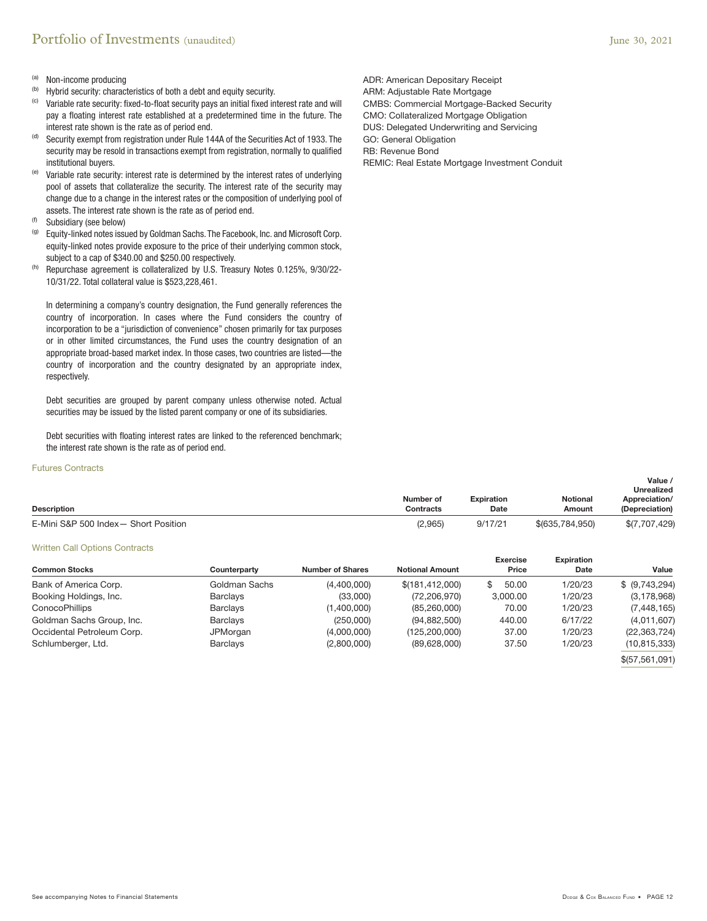(a) Non-income producing

(b) Hybrid security: characteristics of both a debt and equity security.

(c) Variable rate security: fixed-to-float security pays an initial fixed interest rate and will pay a floating interest rate established at a predetermined time in the future. The interest rate shown is the rate as of period end.

(d) Security exempt from registration under Rule 144A of the Securities Act of 1933. The security may be resold in transactions exempt from registration, normally to qualified institutional buyers.

(e) Variable rate security: interest rate is determined by the interest rates of underlying pool of assets that collateralize the security. The interest rate of the security may change due to a change in the interest rates or the composition of underlying pool of assets. The interest rate shown is the rate as of period end.

(f) Subsidiary (see below)

(g) Equity-linked notes issued by Goldman Sachs. The Facebook, Inc. and Microsoft Corp. equity-linked notes provide exposure to the price of their underlying common stock, subject to a cap of $340.00 and $250.00 respectively.

(h) Repurchase agreement is collateralized by U.S. Treasury Notes 0.125%, 9/30/22-10/31/22. Total collateral value is $523,228,461.

In determining a company's country designation, the Fund generally references the country of incorporation. In cases where the Fund considers the country of incorporation to be a "jurisdiction of convenience" chosen primarily for tax purposes or in other limited circumstances, the Fund uses the country designation of an appropriate broad-based market index. In those cases, two countries are listed—the country of incorporation and the country designated by an appropriate index, respectively.

Debt securities are grouped by parent company unless otherwise noted. Actual securities may be issued by the listed parent company or one of its subsidiaries.

Debt securities with floating interest rates are linked to the referenced benchmark; the interest rate shown is the rate as of period end.

ADR: American Depositary Receipt
ARM: Adjustable Rate Mortgage
CMBS: Commercial Mortgage-Backed Security
CMO: Collateralized Mortgage Obligation
DUS: Delegated Underwriting and Servicing
GO: General Obligation
RB: Revenue Bond
REMIC: Real Estate Mortgage Investment Conduit

## Futures Contracts

| Description | Number of Contracts | Expiration Date | Notional Amount | Value / Unrealized Appreciation/ (Depreciation) |
|---|---|---|---|---|
| E-Mini S&P 500 Index— Short Position | (2,965) | 9/17/21 | $(635,784,950) | $(7,707,429) |

## Written Call Options Contracts

| Common Stocks | Counterparty | Number of Shares | Notional Amount | Exercise Price | Expiration Date | Value |
|---|---|---|---|---|---|---|
| Bank of America Corp. | Goldman Sachs | (4,400,000) | $(181,412,000) | $ 50.00 | 1/20/23 | $ (9,743,294) |
| Booking Holdings, Inc. | Barclays | (33,000) | (72,206,970) | 3,000.00 | 1/20/23 | (3,178,968) |
| ConocoPhillips | Barclays | (1,400,000) | (85,260,000) | 70.00 | 1/20/23 | (7,448,165) |
| Goldman Sachs Group, Inc. | Barclays | (250,000) | (94,882,500) | 440.00 | 6/17/22 | (4,011,607) |
| Occidental Petroleum Corp. | JPMorgan | (4,000,000) | (125,200,000) | 37.00 | 1/20/23 | (22,363,724) |
| Schlumberger, Ltd. | Barclays | (2,800,000) | (89,628,000) | 37.50 | 1/20/23 | (10,815,333) |
| | | | | | | $(57,561,091) |

See accompanying Notes to Financial Statements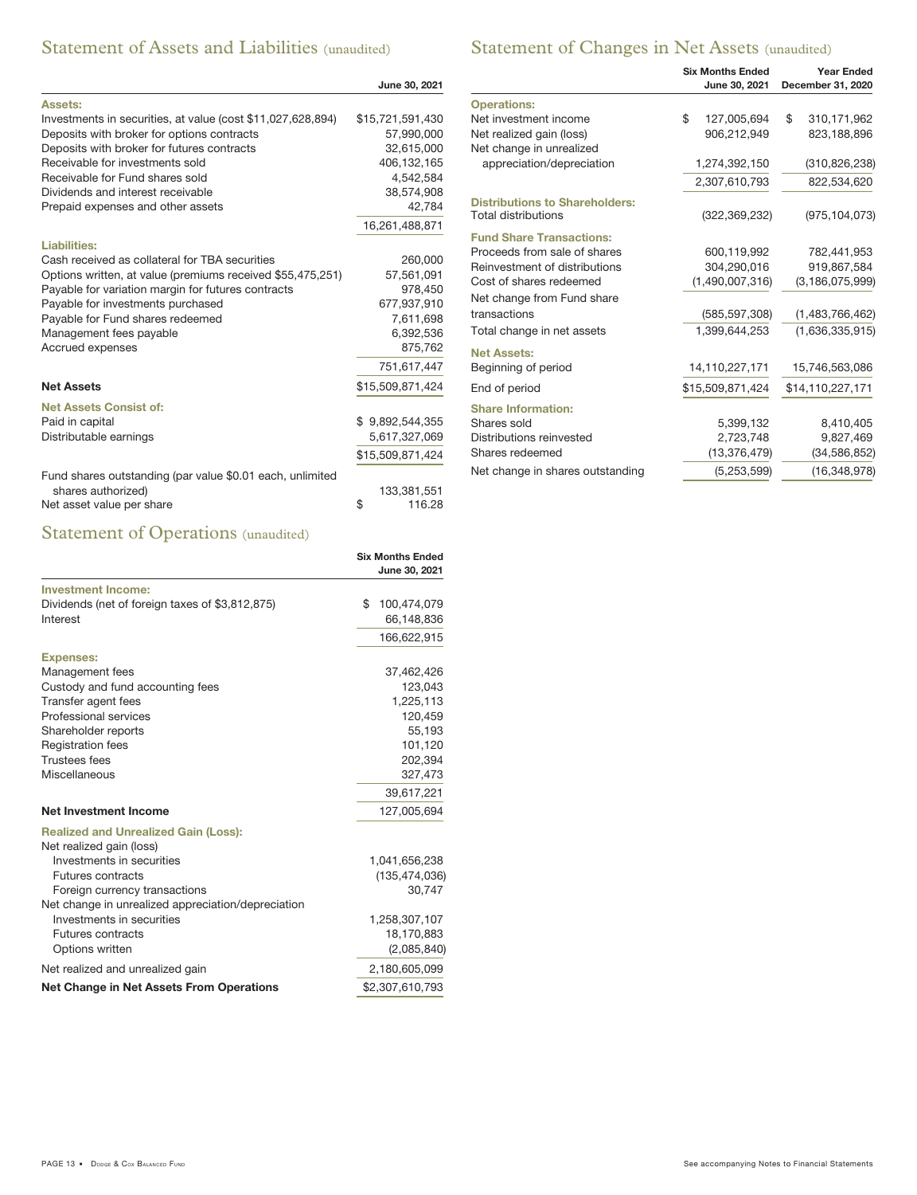## Statement of Assets and Liabilities (unaudited)

| | June 30, 2021 |
|---|---|
| **Assets:** | |
| Investments in securities, at value (cost $11,027,628,894) | $15,721,591,430 |
| Deposits with broker for options contracts | 57,990,000 |
| Deposits with broker for futures contracts | 32,615,000 |
| Receivable for investments sold | 406,132,165 |
| Receivable for Fund shares sold | 4,542,584 |
| Dividends and interest receivable | 38,574,908 |
| Prepaid expenses and other assets | 42,784 |
| | 16,261,488,871 |
| **Liabilities:** | |
| Cash received as collateral for TBA securities | 260,000 |
| Options written, at value (premiums received $55,475,251) | 57,561,091 |
| Payable for variation margin for futures contracts | 978,450 |
| Payable for investments purchased | 677,937,910 |
| Payable for Fund shares redeemed | 7,611,698 |
| Management fees payable | 6,392,536 |
| Accrued expenses | 875,762 |
| | 751,617,447 |
| **Net Assets** | $15,509,871,424 |
| **Net Assets Consist of:** | |
| Paid in capital | $ 9,892,544,355 |
| Distributable earnings | 5,617,327,069 |
| | $15,509,871,424 |
| Fund shares outstanding (par value $0.01 each, unlimited shares authorized) | 133,381,551 |
| Net asset value per share | $ 116.28 |

## Statement of Operations (unaudited)

| | Six Months Ended June 30, 2021 |
|---|---|
| **Investment Income:** | |
| Dividends (net of foreign taxes of $3,812,875) | $ 100,474,079 |
| Interest | 66,148,836 |
| | 166,622,915 |
| **Expenses:** | |
| Management fees | 37,462,426 |
| Custody and fund accounting fees | 123,043 |
| Transfer agent fees | 1,225,113 |
| Professional services | 120,459 |
| Shareholder reports | 55,193 |
| Registration fees | 101,120 |
| Trustees fees | 202,394 |
| Miscellaneous | 327,473 |
| | 39,617,221 |
| **Net Investment Income** | 127,005,694 |
| **Realized and Unrealized Gain (Loss):** | |
| Net realized gain (loss) | |
| Investments in securities | 1,041,656,238 |
| Futures contracts | (135,474,036) |
| Foreign currency transactions | 30,747 |
| Net change in unrealized appreciation/depreciation | |
| Investments in securities | 1,258,307,107 |
| Futures contracts | 18,170,883 |
| Options written | (2,085,840) |
| Net realized and unrealized gain | 2,180,605,099 |
| **Net Change in Net Assets From Operations** | $2,307,610,793 |

## Statement of Changes in Net Assets (unaudited)

| | Six Months Ended June 30, 2021 | Year Ended December 31, 2020 |
|---|---|---|
| **Operations:** | | |
| Net investment income | $ 127,005,694 | $ 310,171,962 |
| Net realized gain (loss) | 906,212,949 | 823,188,896 |
| Net change in unrealized appreciation/depreciation | 1,274,392,150 | (310,826,238) |
| | 2,307,610,793 | 822,534,620 |
| **Distributions to Shareholders:** | | |
| Total distributions | (322,369,232) | (975,104,073) |
| **Fund Share Transactions:** | | |
| Proceeds from sale of shares | 600,119,992 | 782,441,953 |
| Reinvestment of distributions | 304,290,016 | 919,867,584 |
| Cost of shares redeemed | (1,490,007,316) | (3,186,075,999) |
| Net change from Fund share transactions | (585,597,308) | (1,483,766,462) |
| Total change in net assets | 1,399,644,253 | (1,636,335,915) |
| **Net Assets:** | | |
| Beginning of period | 14,110,227,171 | 15,746,563,086 |
| End of period | $15,509,871,424 | $14,110,227,171 |
| **Share Information:** | | |
| Shares sold | 5,399,132 | 8,410,405 |
| Distributions reinvested | 2,723,748 | 9,827,469 |
| Shares redeemed | (13,376,479) | (34,586,852) |
| Net change in shares outstanding | (5,253,599) | (16,348,978) |

See accompanying Notes to Financial Statements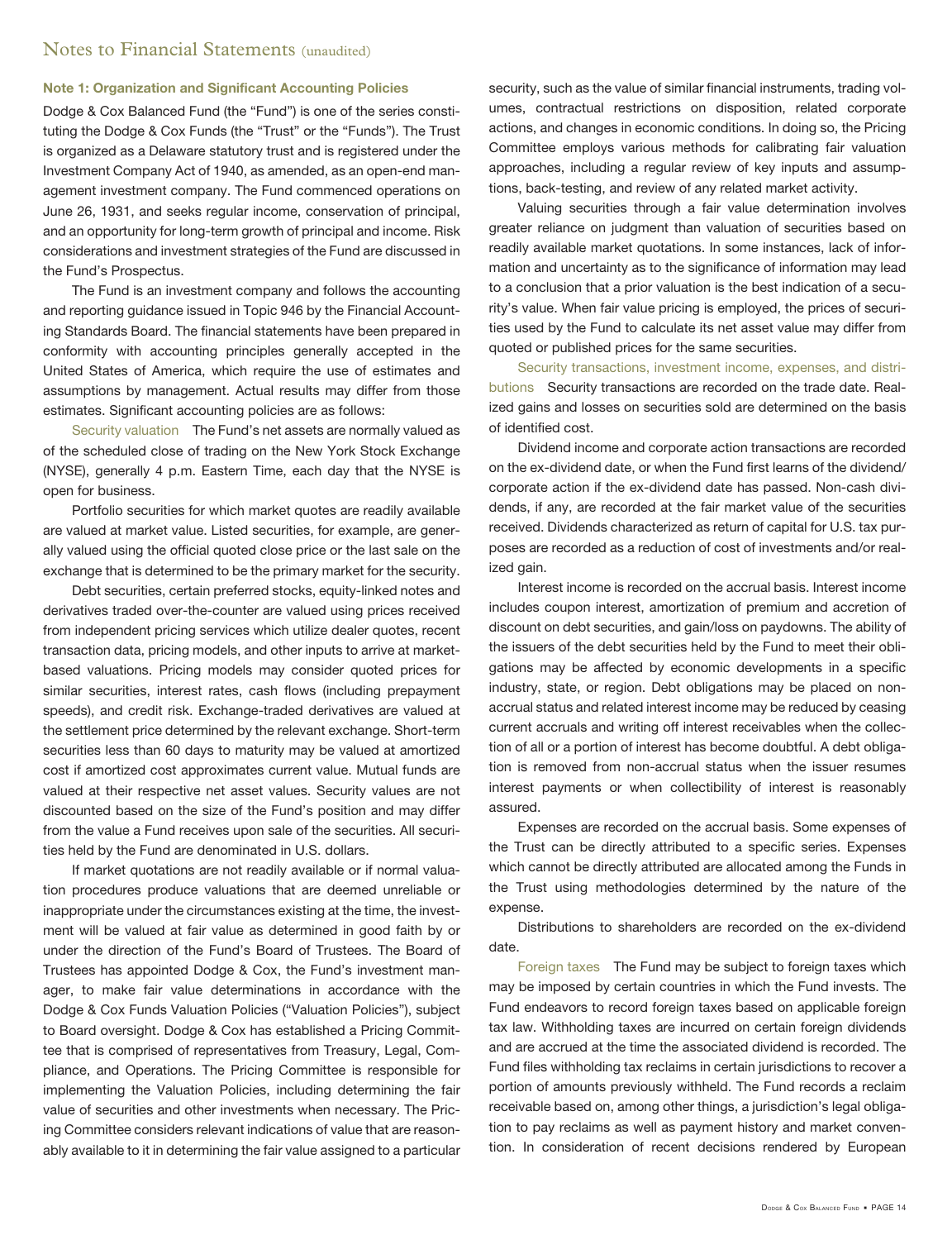# Notes to Financial Statements (unaudited)

### Note 1: Organization and Significant Accounting Policies

Dodge & Cox Balanced Fund (the "Fund") is one of the series constituting the Dodge & Cox Funds (the "Trust" or the "Funds"). The Trust is organized as a Delaware statutory trust and is registered under the Investment Company Act of 1940, as amended, as an open-end management investment company. The Fund commenced operations on June 26, 1931, and seeks regular income, conservation of principal, and an opportunity for long-term growth of principal and income. Risk considerations and investment strategies of the Fund are discussed in the Fund's Prospectus.

The Fund is an investment company and follows the accounting and reporting guidance issued in Topic 946 by the Financial Accounting Standards Board. The financial statements have been prepared in conformity with accounting principles generally accepted in the United States of America, which require the use of estimates and assumptions by management. Actual results may differ from those estimates. Significant accounting policies are as follows:

Security valuation The Fund's net assets are normally valued as of the scheduled close of trading on the New York Stock Exchange (NYSE), generally 4 p.m. Eastern Time, each day that the NYSE is open for business.

Portfolio securities for which market quotes are readily available are valued at market value. Listed securities, for example, are generally valued using the official quoted close price or the last sale on the exchange that is determined to be the primary market for the security.

Debt securities, certain preferred stocks, equity-linked notes and derivatives traded over-the-counter are valued using prices received from independent pricing services which utilize dealer quotes, recent transaction data, pricing models, and other inputs to arrive at market-based valuations. Pricing models may consider quoted prices for similar securities, interest rates, cash flows (including prepayment speeds), and credit risk. Exchange-traded derivatives are valued at the settlement price determined by the relevant exchange. Short-term securities less than 60 days to maturity may be valued at amortized cost if amortized cost approximates current value. Mutual funds are valued at their respective net asset values. Security values are not discounted based on the size of the Fund's position and may differ from the value a Fund receives upon sale of the securities. All securities held by the Fund are denominated in U.S. dollars.

If market quotations are not readily available or if normal valuation procedures produce valuations that are deemed unreliable or inappropriate under the circumstances existing at the time, the investment will be valued at fair value as determined in good faith by or under the direction of the Fund's Board of Trustees. The Board of Trustees has appointed Dodge & Cox, the Fund's investment manager, to make fair value determinations in accordance with the Dodge & Cox Funds Valuation Policies ("Valuation Policies"), subject to Board oversight. Dodge & Cox has established a Pricing Committee that is comprised of representatives from Treasury, Legal, Compliance, and Operations. The Pricing Committee is responsible for implementing the Valuation Policies, including determining the fair value of securities and other investments when necessary. The Pricing Committee considers relevant indications of value that are reasonably available to it in determining the fair value assigned to a particular security, such as the value of similar financial instruments, trading volumes, contractual restrictions on disposition, related corporate actions, and changes in economic conditions. In doing so, the Pricing Committee employs various methods for calibrating fair valuation approaches, including a regular review of key inputs and assumptions, back-testing, and review of any related market activity.

Valuing securities through a fair value determination involves greater reliance on judgment than valuation of securities based on readily available market quotations. In some instances, lack of information and uncertainty as to the significance of information may lead to a conclusion that a prior valuation is the best indication of a security's value. When fair value pricing is employed, the prices of securities used by the Fund to calculate its net asset value may differ from quoted or published prices for the same securities.

Security transactions, investment income, expenses, and distributions Security transactions are recorded on the trade date. Realized gains and losses on securities sold are determined on the basis of identified cost.

Dividend income and corporate action transactions are recorded on the ex-dividend date, or when the Fund first learns of the dividend/corporate action if the ex-dividend date has passed. Non-cash dividends, if any, are recorded at the fair market value of the securities received. Dividends characterized as return of capital for U.S. tax purposes are recorded as a reduction of cost of investments and/or realized gain.

Interest income is recorded on the accrual basis. Interest income includes coupon interest, amortization of premium and accretion of discount on debt securities, and gain/loss on paydowns. The ability of the issuers of the debt securities held by the Fund to meet their obligations may be affected by economic developments in a specific industry, state, or region. Debt obligations may be placed on non-accrual status and related interest income may be reduced by ceasing current accruals and writing off interest receivables when the collection of all or a portion of interest has become doubtful. A debt obligation is removed from non-accrual status when the issuer resumes interest payments or when collectibility of interest is reasonably assured.

Expenses are recorded on the accrual basis. Some expenses of the Trust can be directly attributed to a specific series. Expenses which cannot be directly attributed are allocated among the Funds in the Trust using methodologies determined by the nature of the expense.

Distributions to shareholders are recorded on the ex-dividend date.

Foreign taxes The Fund may be subject to foreign taxes which may be imposed by certain countries in which the Fund invests. The Fund endeavors to record foreign taxes based on applicable foreign tax law. Withholding taxes are incurred on certain foreign dividends and are accrued at the time the associated dividend is recorded. The Fund files withholding tax reclaims in certain jurisdictions to recover a portion of amounts previously withheld. The Fund records a reclaim receivable based on, among other things, a jurisdiction's legal obligation to pay reclaims as well as payment history and market convention. In consideration of recent decisions rendered by European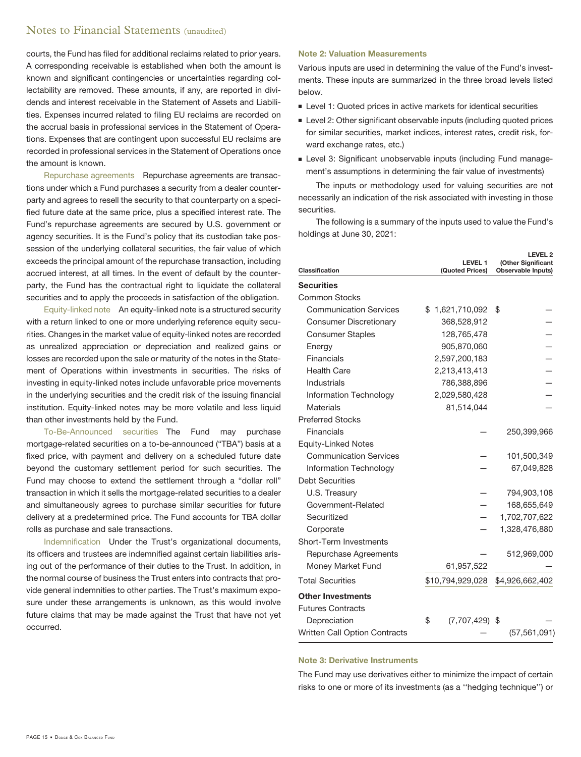courts, the Fund has filed for additional reclaims related to prior years. A corresponding receivable is established when both the amount is known and significant contingencies or uncertainties regarding collectability are removed. These amounts, if any, are reported in dividends and interest receivable in the Statement of Assets and Liabilities. Expenses incurred related to filing EU reclaims are recorded on the accrual basis in professional services in the Statement of Operations. Expenses that are contingent upon successful EU reclaims are recorded in professional services in the Statement of Operations once the amount is known.

Repurchase agreements Repurchase agreements are transactions under which a Fund purchases a security from a dealer counterparty and agrees to resell the security to that counterparty on a specified future date at the same price, plus a specified interest rate. The Fund's repurchase agreements are secured by U.S. government or agency securities. It is the Fund's policy that its custodian take possession of the underlying collateral securities, the fair value of which exceeds the principal amount of the repurchase transaction, including accrued interest, at all times. In the event of default by the counterparty, the Fund has the contractual right to liquidate the collateral securities and to apply the proceeds in satisfaction of the obligation.

Equity-linked note An equity-linked note is a structured security with a return linked to one or more underlying reference equity securities. Changes in the market value of equity-linked notes are recorded as unrealized appreciation or depreciation and realized gains or losses are recorded upon the sale or maturity of the notes in the Statement of Operations within investments in securities. The risks of investing in equity-linked notes include unfavorable price movements in the underlying securities and the credit risk of the issuing financial institution. Equity-linked notes may be more volatile and less liquid than other investments held by the Fund.

To-Be-Announced securities The Fund may purchase mortgage-related securities on a to-be-announced ("TBA") basis at a fixed price, with payment and delivery on a scheduled future date beyond the customary settlement period for such securities. The Fund may choose to extend the settlement through a "dollar roll" transaction in which it sells the mortgage-related securities to a dealer and simultaneously agrees to purchase similar securities for future delivery at a predetermined price. The Fund accounts for TBA dollar rolls as purchase and sale transactions.

Indemnification Under the Trust's organizational documents, its officers and trustees are indemnified against certain liabilities arising out of the performance of their duties to the Trust. In addition, in the normal course of business the Trust enters into contracts that provide general indemnities to other parties. The Trust's maximum exposure under these arrangements is unknown, as this would involve future claims that may be made against the Trust that have not yet occurred.

## Note 2: Valuation Measurements

Various inputs are used in determining the value of the Fund's investments. These inputs are summarized in the three broad levels listed below.

- Level 1: Quoted prices in active markets for identical securities
- Level 2: Other significant observable inputs (including quoted prices for similar securities, market indices, interest rates, credit risk, forward exchange rates, etc.)
- Level 3: Significant unobservable inputs (including Fund management's assumptions in determining the fair value of investments)

The inputs or methodology used for valuing securities are not necessarily an indication of the risk associated with investing in those securities.

The following is a summary of the inputs used to value the Fund's holdings at June 30, 2021:

| Classification | LEVEL 1 (Quoted Prices) | LEVEL 2 (Other Significant Observable Inputs) |
|---|---|---|
| **Securities** | | |
| Common Stocks | | |
| Communication Services | $ 1,621,710,092 | $ — |
| Consumer Discretionary | 368,528,912 | — |
| Consumer Staples | 128,765,478 | — |
| Energy | 905,870,060 | — |
| Financials | 2,597,200,183 | — |
| Health Care | 2,213,413,413 | — |
| Industrials | 786,388,896 | — |
| Information Technology | 2,029,580,428 | — |
| Materials | 81,514,044 | — |
| Preferred Stocks | | |
| Financials | — | 250,399,966 |
| Equity-Linked Notes | | |
| Communication Services | — | 101,500,349 |
| Information Technology | — | 67,049,828 |
| Debt Securities | | |
| U.S. Treasury | — | 794,903,108 |
| Government-Related | — | 168,655,649 |
| Securitized | — | 1,702,707,622 |
| Corporate | — | 1,328,476,880 |
| Short-Term Investments | | |
| Repurchase Agreements | — | 512,969,000 |
| Money Market Fund | 61,957,522 | — |
| Total Securities | $10,794,929,028 | $4,926,662,402 |
| **Other Investments** | | |
| Futures Contracts | | |
| Depreciation | $ (7,707,429) | $ — |
| Written Call Option Contracts | — | (57,561,091) |

## Note 3: Derivative Instruments

The Fund may use derivatives either to minimize the impact of certain risks to one or more of its investments (as a ''hedging technique'') or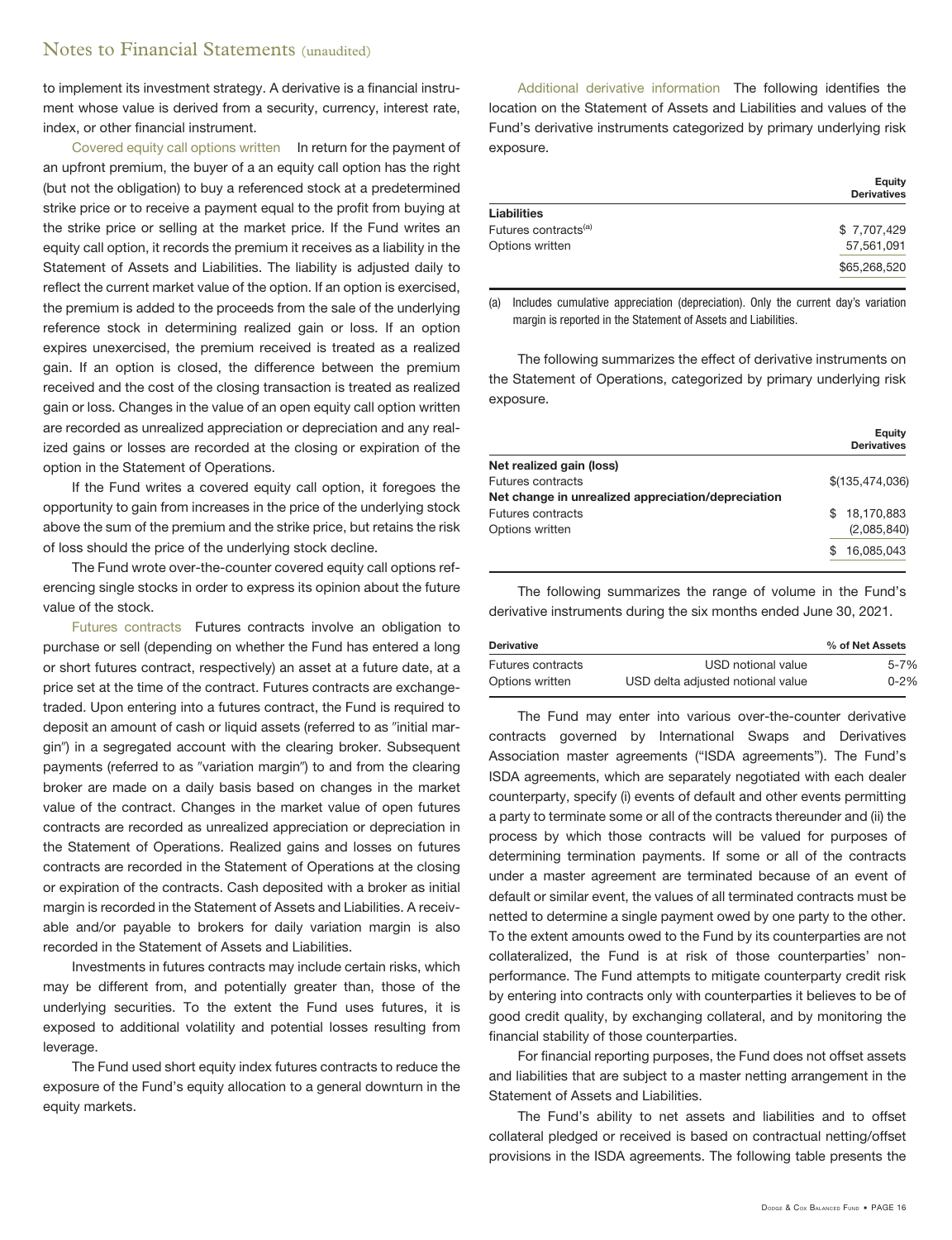to implement its investment strategy. A derivative is a financial instrument whose value is derived from a security, currency, interest rate, index, or other financial instrument.

Covered equity call options written   In return for the payment of an upfront premium, the buyer of a an equity call option has the right (but not the obligation) to buy a referenced stock at a predetermined strike price or to receive a payment equal to the profit from buying at the strike price or selling at the market price. If the Fund writes an equity call option, it records the premium it receives as a liability in the Statement of Assets and Liabilities. The liability is adjusted daily to reflect the current market value of the option. If an option is exercised, the premium is added to the proceeds from the sale of the underlying reference stock in determining realized gain or loss. If an option expires unexercised, the premium received is treated as a realized gain. If an option is closed, the difference between the premium received and the cost of the closing transaction is treated as realized gain or loss. Changes in the value of an open equity call option written are recorded as unrealized appreciation or depreciation and any realized gains or losses are recorded at the closing or expiration of the option in the Statement of Operations.

If the Fund writes a covered equity call option, it foregoes the opportunity to gain from increases in the price of the underlying stock above the sum of the premium and the strike price, but retains the risk of loss should the price of the underlying stock decline.

The Fund wrote over-the-counter covered equity call options referencing single stocks in order to express its opinion about the future value of the stock.

Futures contracts   Futures contracts involve an obligation to purchase or sell (depending on whether the Fund has entered a long or short futures contract, respectively) an asset at a future date, at a price set at the time of the contract. Futures contracts are exchange-traded. Upon entering into a futures contract, the Fund is required to deposit an amount of cash or liquid assets (referred to as "initial margin") in a segregated account with the clearing broker. Subsequent payments (referred to as "variation margin") to and from the clearing broker are made on a daily basis based on changes in the market value of the contract. Changes in the market value of open futures contracts are recorded as unrealized appreciation or depreciation in the Statement of Operations. Realized gains and losses on futures contracts are recorded in the Statement of Operations at the closing or expiration of the contracts. Cash deposited with a broker as initial margin is recorded in the Statement of Assets and Liabilities. A receivable and/or payable to brokers for daily variation margin is also recorded in the Statement of Assets and Liabilities.

Investments in futures contracts may include certain risks, which may be different from, and potentially greater than, those of the underlying securities. To the extent the Fund uses futures, it is exposed to additional volatility and potential losses resulting from leverage.

The Fund used short equity index futures contracts to reduce the exposure of the Fund's equity allocation to a general downturn in the equity markets.

Additional derivative information   The following identifies the location on the Statement of Assets and Liabilities and values of the Fund's derivative instruments categorized by primary underlying risk exposure.

| | Equity Derivatives |
|---|---|
| **Liabilities** | |
| Futures contracts[(a)] | $ 7,707,429 |
| Options written | 57,561,091 |
| | $65,268,520 |

(a) Includes cumulative appreciation (depreciation). Only the current day's variation margin is reported in the Statement of Assets and Liabilities.

The following summarizes the effect of derivative instruments on the Statement of Operations, categorized by primary underlying risk exposure.

| | Equity Derivatives |
|---|---|
| **Net realized gain (loss)** | |
| Futures contracts | $(135,474,036) |
| **Net change in unrealized appreciation/depreciation** | |
| Futures contracts | $ 18,170,883 |
| Options written | (2,085,840) |
| | $ 16,085,043 |

The following summarizes the range of volume in the Fund's derivative instruments during the six months ended June 30, 2021.

| Derivative | | % of Net Assets |
|---|---|---|
| Futures contracts | USD notional value | 5-7% |
| Options written | USD delta adjusted notional value | 0-2% |

The Fund may enter into various over-the-counter derivative contracts governed by International Swaps and Derivatives Association master agreements ("ISDA agreements"). The Fund's ISDA agreements, which are separately negotiated with each dealer counterparty, specify (i) events of default and other events permitting a party to terminate some or all of the contracts thereunder and (ii) the process by which those contracts will be valued for purposes of determining termination payments. If some or all of the contracts under a master agreement are terminated because of an event of default or similar event, the values of all terminated contracts must be netted to determine a single payment owed by one party to the other. To the extent amounts owed to the Fund by its counterparties are not collateralized, the Fund is at risk of those counterparties' nonperformance. The Fund attempts to mitigate counterparty credit risk by entering into contracts only with counterparties it believes to be of good credit quality, by exchanging collateral, and by monitoring the financial stability of those counterparties.

For financial reporting purposes, the Fund does not offset assets and liabilities that are subject to a master netting arrangement in the Statement of Assets and Liabilities.

The Fund's ability to net assets and liabilities and to offset collateral pledged or received is based on contractual netting/offset provisions in the ISDA agreements. The following table presents the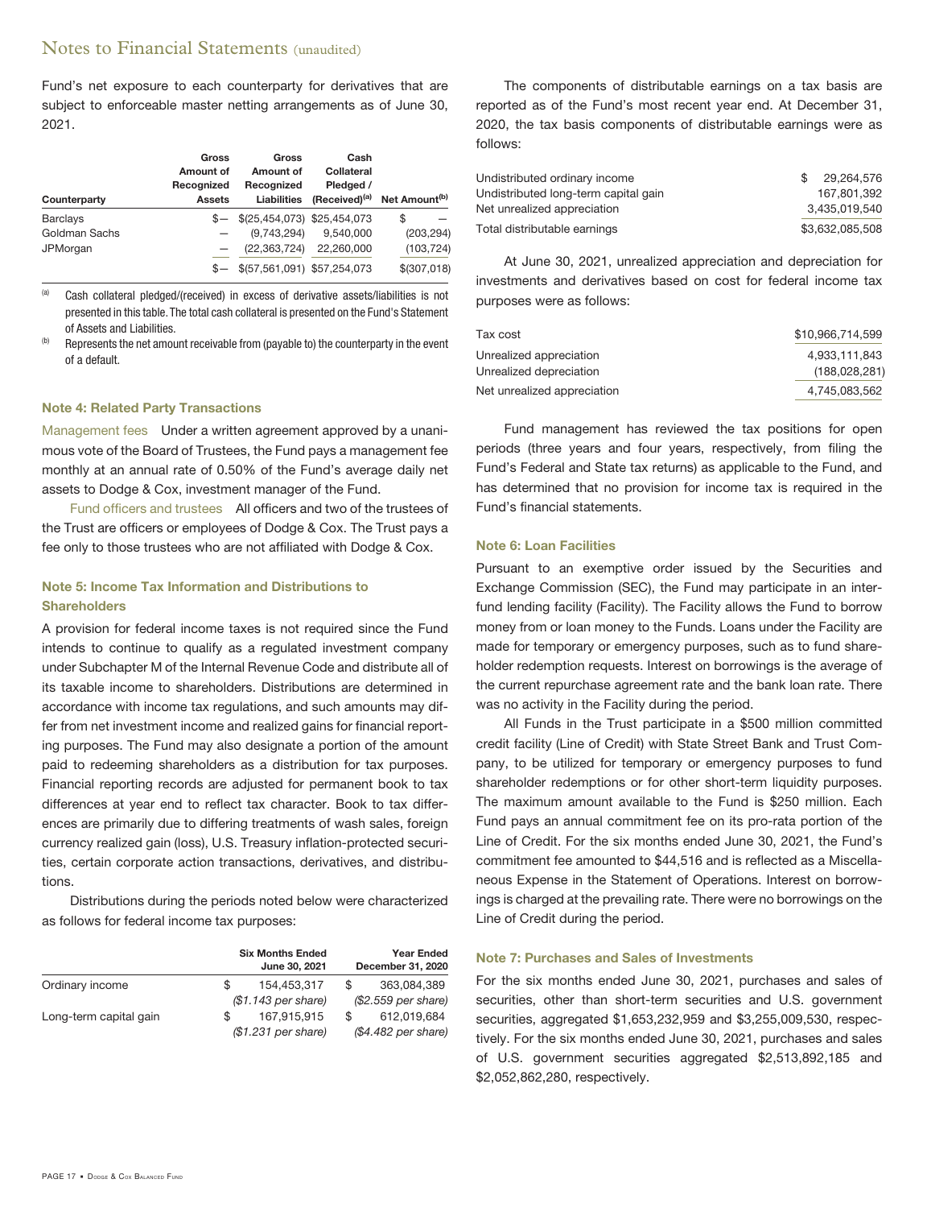Fund's net exposure to each counterparty for derivatives that are subject to enforceable master netting arrangements as of June 30, 2021.

| Counterparty | Gross Amount of Recognized Assets | Gross Amount of Recognized Liabilities | Cash Collateral Pledged / (Received)[a] | Net Amount[b] |
|---|---|---|---|---|
| Barclays | $— | $(25,454,073) | $25,454,073 | $ — |
| Goldman Sachs | — | (9,743,294) | 9,540,000 | (203,294) |
| JPMorgan | — | (22,363,724) | 22,260,000 | (103,724) |
| | $— | $(57,561,091) | $57,254,073 | $(307,018) |

[a] Cash collateral pledged/(received) in excess of derivative assets/liabilities is not presented in this table. The total cash collateral is presented on the Fund's Statement of Assets and Liabilities.

[b] Represents the net amount receivable from (payable to) the counterparty in the event of a default.

### Note 4: Related Party Transactions

Management fees Under a written agreement approved by a unanimous vote of the Board of Trustees, the Fund pays a management fee monthly at an annual rate of 0.50% of the Fund's average daily net assets to Dodge & Cox, investment manager of the Fund.

Fund officers and trustees All officers and two of the trustees of the Trust are officers or employees of Dodge & Cox. The Trust pays a fee only to those trustees who are not affiliated with Dodge & Cox.

### Note 5: Income Tax Information and Distributions to Shareholders

A provision for federal income taxes is not required since the Fund intends to continue to qualify as a regulated investment company under Subchapter M of the Internal Revenue Code and distribute all of its taxable income to shareholders. Distributions are determined in accordance with income tax regulations, and such amounts may differ from net investment income and realized gains for financial reporting purposes. The Fund may also designate a portion of the amount paid to redeeming shareholders as a distribution for tax purposes. Financial reporting records are adjusted for permanent book to tax differences at year end to reflect tax character. Book to tax differences are primarily due to differing treatments of wash sales, foreign currency realized gain (loss), U.S. Treasury inflation-protected securities, certain corporate action transactions, derivatives, and distributions.

Distributions during the periods noted below were characterized as follows for federal income tax purposes:

| | Six Months Ended June 30, 2021 | Year Ended December 31, 2020 |
|---|---|---|
| Ordinary income | $ 154,453,317 | $ 363,084,389 |
| | *($1.143 per share)* | *($2.559 per share)* |
| Long-term capital gain | $ 167,915,915 | $ 612,019,684 |
| | *($1.231 per share)* | *($4.482 per share)* |

The components of distributable earnings on a tax basis are reported as of the Fund's most recent year end. At December 31, 2020, the tax basis components of distributable earnings were as follows:

| | |
|---|---|
| Undistributed ordinary income | $ 29,264,576 |
| Undistributed long-term capital gain | 167,801,392 |
| Net unrealized appreciation | 3,435,019,540 |
| Total distributable earnings | $3,632,085,508 |

At June 30, 2021, unrealized appreciation and depreciation for investments and derivatives based on cost for federal income tax purposes were as follows:

| | |
|---|---|
| Tax cost | $10,966,714,599 |
| Unrealized appreciation | 4,933,111,843 |
| Unrealized depreciation | (188,028,281) |
| Net unrealized appreciation | 4,745,083,562 |

Fund management has reviewed the tax positions for open periods (three years and four years, respectively, from filing the Fund's Federal and State tax returns) as applicable to the Fund, and has determined that no provision for income tax is required in the Fund's financial statements.

### Note 6: Loan Facilities

Pursuant to an exemptive order issued by the Securities and Exchange Commission (SEC), the Fund may participate in an interfund lending facility (Facility). The Facility allows the Fund to borrow money from or loan money to the Funds. Loans under the Facility are made for temporary or emergency purposes, such as to fund shareholder redemption requests. Interest on borrowings is the average of the current repurchase agreement rate and the bank loan rate. There was no activity in the Facility during the period.

All Funds in the Trust participate in a $500 million committed credit facility (Line of Credit) with State Street Bank and Trust Company, to be utilized for temporary or emergency purposes to fund shareholder redemptions or for other short-term liquidity purposes. The maximum amount available to the Fund is $250 million. Each Fund pays an annual commitment fee on its pro-rata portion of the Line of Credit. For the six months ended June 30, 2021, the Fund's commitment fee amounted to $44,516 and is reflected as a Miscellaneous Expense in the Statement of Operations. Interest on borrowings is charged at the prevailing rate. There were no borrowings on the Line of Credit during the period.

### Note 7: Purchases and Sales of Investments

For the six months ended June 30, 2021, purchases and sales of securities, other than short-term securities and U.S. government securities, aggregated $1,653,232,959 and $3,255,009,530, respectively. For the six months ended June 30, 2021, purchases and sales of U.S. government securities aggregated $2,513,892,185 and $2,052,862,280, respectively.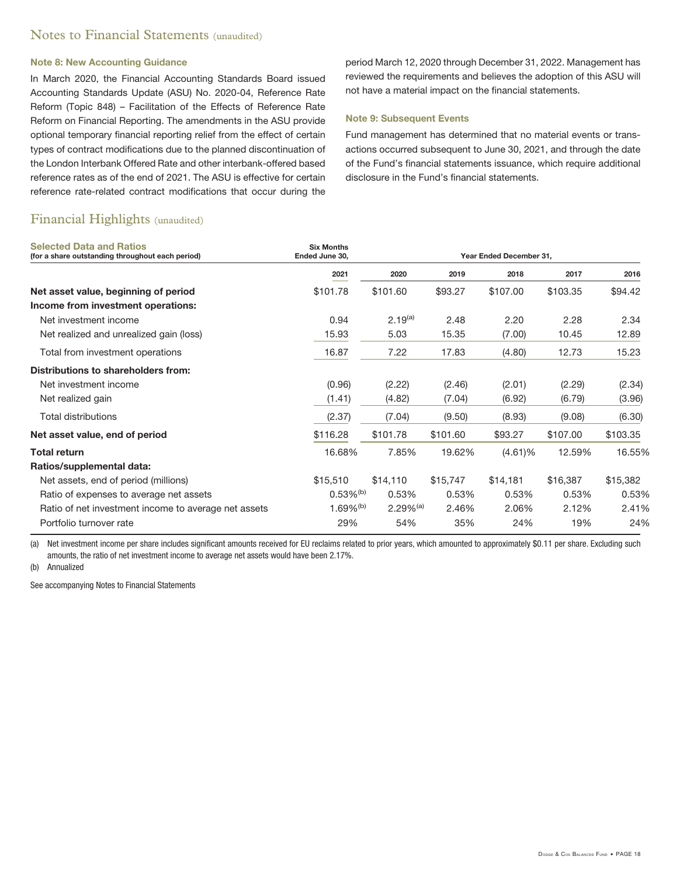# Notes to Financial Statements (unaudited)

### Note 8: New Accounting Guidance

In March 2020, the Financial Accounting Standards Board issued Accounting Standards Update (ASU) No. 2020-04, Reference Rate Reform (Topic 848) – Facilitation of the Effects of Reference Rate Reform on Financial Reporting. The amendments in the ASU provide optional temporary financial reporting relief from the effect of certain types of contract modifications due to the planned discontinuation of the London Interbank Offered Rate and other interbank-offered based reference rates as of the end of 2021. The ASU is effective for certain reference rate-related contract modifications that occur during the period March 12, 2020 through December 31, 2022. Management has reviewed the requirements and believes the adoption of this ASU will not have a material impact on the financial statements.

### Note 9: Subsequent Events

Fund management has determined that no material events or transactions occurred subsequent to June 30, 2021, and through the date of the Fund's financial statements issuance, which require additional disclosure in the Fund's financial statements.

# Financial Highlights (unaudited)

| **Selected Data and Ratios** (for a share outstanding throughout each period) | Six Months Ended June 30, | Year Ended December 31, | | | | |
|---|---|---|---|---|---|---|
| | 2021 | 2020 | 2019 | 2018 | 2017 | 2016 |
| **Net asset value, beginning of period** | $101.78 | $101.60 | $93.27 | $107.00 | $103.35 | $94.42 |
| **Income from investment operations:** | | | | | | |
| Net investment income | 0.94 | 2.19[(a)] | 2.48 | 2.20 | 2.28 | 2.34 |
| Net realized and unrealized gain (loss) | 15.93 | 5.03 | 15.35 | (7.00) | 10.45 | 12.89 |
| Total from investment operations | 16.87 | 7.22 | 17.83 | (4.80) | 12.73 | 15.23 |
| **Distributions to shareholders from:** | | | | | | |
| Net investment income | (0.96) | (2.22) | (2.46) | (2.01) | (2.29) | (2.34) |
| Net realized gain | (1.41) | (4.82) | (7.04) | (6.92) | (6.79) | (3.96) |
| Total distributions | (2.37) | (7.04) | (9.50) | (8.93) | (9.08) | (6.30) |
| **Net asset value, end of period** | $116.28 | $101.78 | $101.60 | $93.27 | $107.00 | $103.35 |
| **Total return** | 16.68% | 7.85% | 19.62% | (4.61)% | 12.59% | 16.55% |
| **Ratios/supplemental data:** | | | | | | |
| Net assets, end of period (millions) | $15,510 | $14,110 | $15,747 | $14,181 | $16,387 | $15,382 |
| Ratio of expenses to average net assets | 0.53%[(b)] | 0.53% | 0.53% | 0.53% | 0.53% | 0.53% |
| Ratio of net investment income to average net assets | 1.69%[(b)] | 2.29%[(a)] | 2.46% | 2.06% | 2.12% | 2.41% |
| Portfolio turnover rate | 29% | 54% | 35% | 24% | 19% | 24% |

(a) Net investment income per share includes significant amounts received for EU reclaims related to prior years, which amounted to approximately $0.11 per share. Excluding such amounts, the ratio of net investment income to average net assets would have been 2.17%.

(b) Annualized

See accompanying Notes to Financial Statements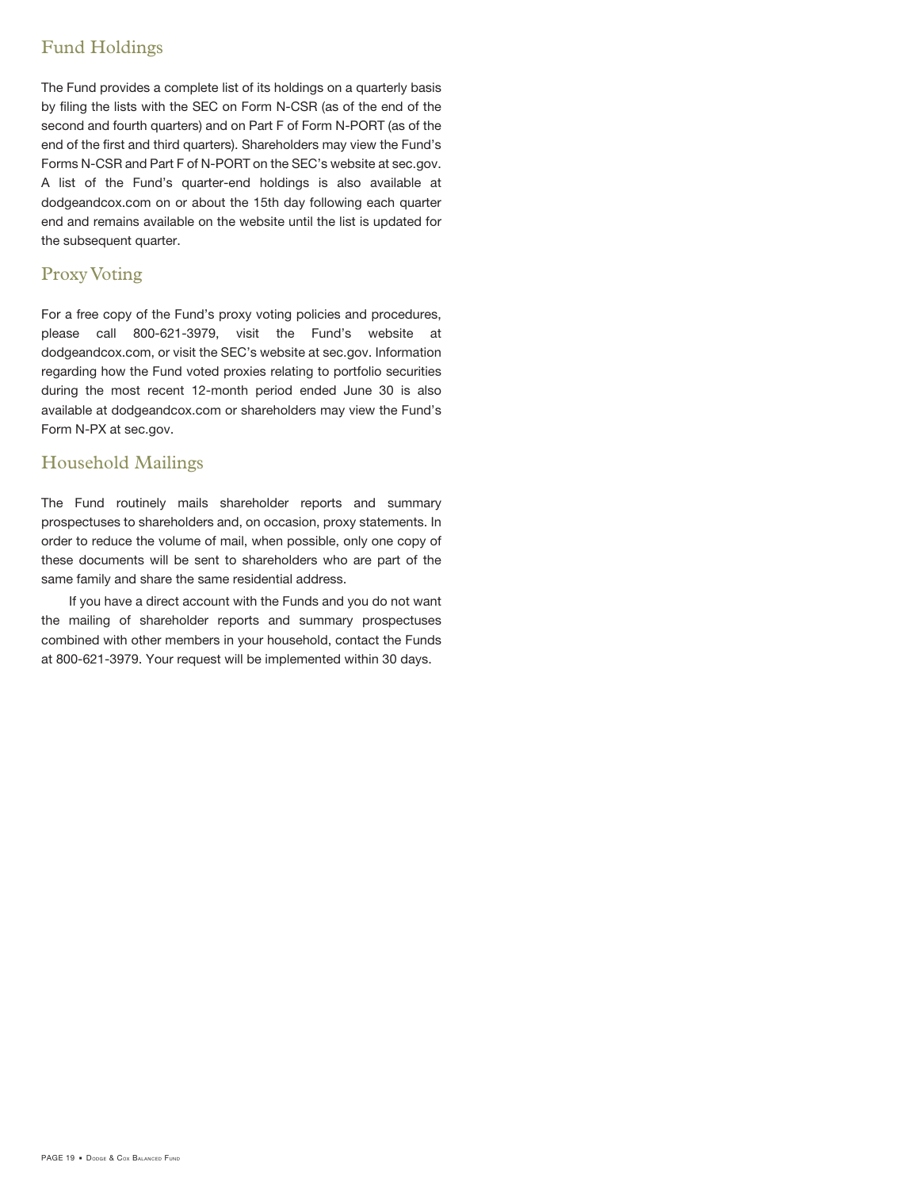## Fund Holdings

The Fund provides a complete list of its holdings on a quarterly basis by filing the lists with the SEC on Form N-CSR (as of the end of the second and fourth quarters) and on Part F of Form N-PORT (as of the end of the first and third quarters). Shareholders may view the Fund's Forms N-CSR and Part F of N-PORT on the SEC's website at sec.gov. A list of the Fund's quarter-end holdings is also available at dodgeandcox.com on or about the 15th day following each quarter end and remains available on the website until the list is updated for the subsequent quarter.

## Proxy Voting

For a free copy of the Fund's proxy voting policies and procedures, please call 800-621-3979, visit the Fund's website at dodgeandcox.com, or visit the SEC's website at sec.gov. Information regarding how the Fund voted proxies relating to portfolio securities during the most recent 12-month period ended June 30 is also available at dodgeandcox.com or shareholders may view the Fund's Form N-PX at sec.gov.

## Household Mailings

The Fund routinely mails shareholder reports and summary prospectuses to shareholders and, on occasion, proxy statements. In order to reduce the volume of mail, when possible, only one copy of these documents will be sent to shareholders who are part of the same family and share the same residential address.

If you have a direct account with the Funds and you do not want the mailing of shareholder reports and summary prospectuses combined with other members in your household, contact the Funds at 800-621-3979. Your request will be implemented within 30 days.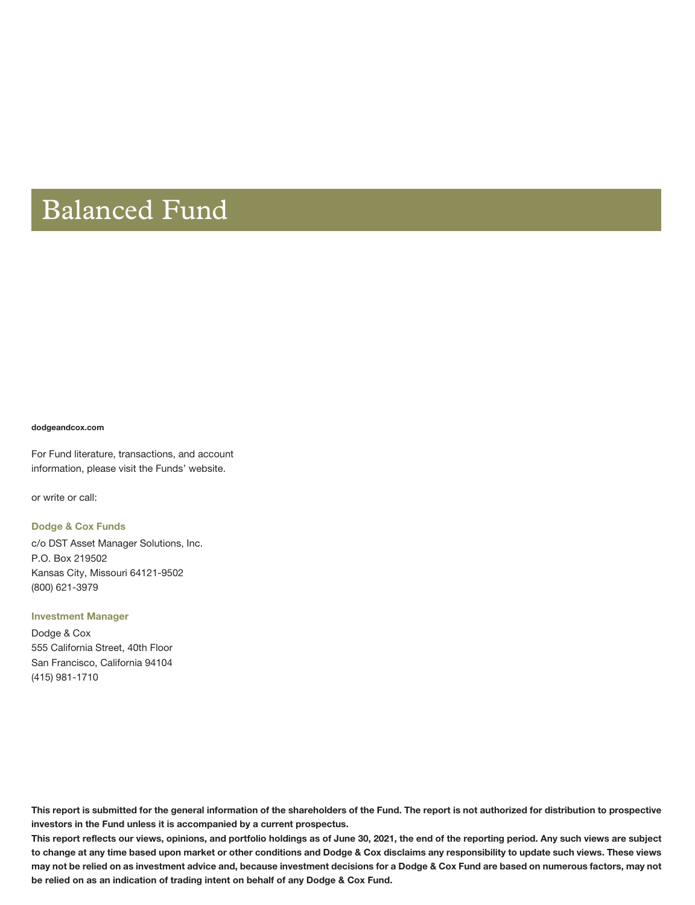# Balanced Fund

**dodgeandcox.com**

For Fund literature, transactions, and account information, please visit the Funds' website.

or write or call:

**Dodge & Cox Funds**

c/o DST Asset Manager Solutions, Inc.
P.O. Box 219502
Kansas City, Missouri 64121-9502
(800) 621-3979

**Investment Manager**

Dodge & Cox
555 California Street, 40th Floor
San Francisco, California 94104
(415) 981-1710

**This report is submitted for the general information of the shareholders of the Fund. The report is not authorized for distribution to prospective investors in the Fund unless it is accompanied by a current prospectus.**

**This report reflects our views, opinions, and portfolio holdings as of June 30, 2021, the end of the reporting period. Any such views are subject to change at any time based upon market or other conditions and Dodge & Cox disclaims any responsibility to update such views. These views may not be relied on as investment advice and, because investment decisions for a Dodge & Cox Fund are based on numerous factors, may not be relied on as an indication of trading intent on behalf of any Dodge & Cox Fund.**